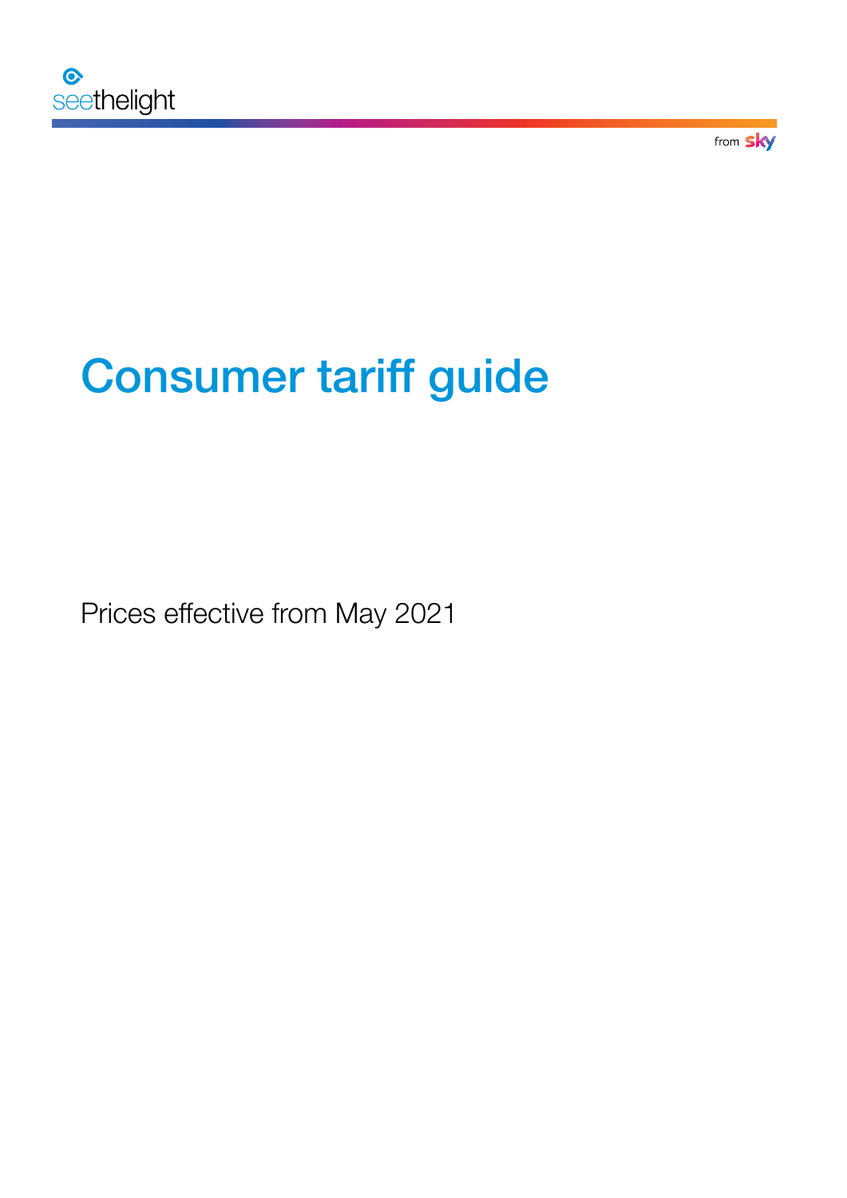seethelight

from sky

# Consumer tariff guide

Prices effective from May 2021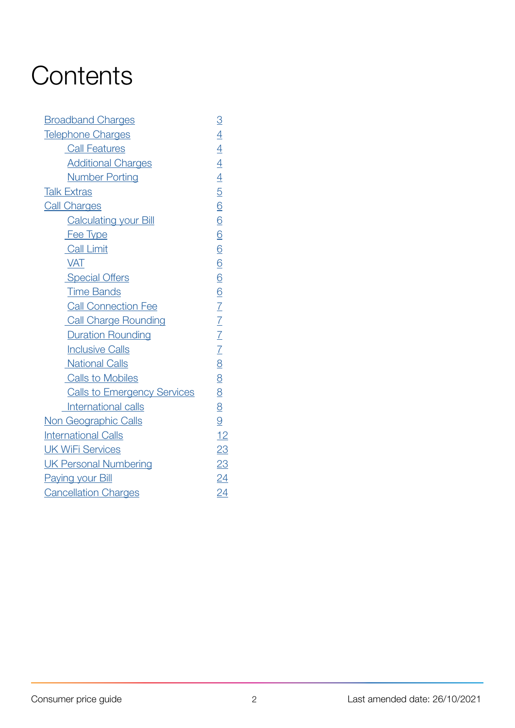# Contents

| | |
|---|---|
| Broadband Charges | 3 |
| Telephone Charges | 4 |
| Call Features | 4 |
| Additional Charges | 4 |
| Number Porting | 4 |
| Talk Extras | 5 |
| Call Charges | 6 |
| Calculating your Bill | 6 |
| Fee Type | 6 |
| Call Limit | 6 |
| VAT | 6 |
| Special Offers | 6 |
| Time Bands | 6 |
| Call Connection Fee | 7 |
| Call Charge Rounding | 7 |
| Duration Rounding | 7 |
| Inclusive Calls | 7 |
| National Calls | 8 |
| Calls to Mobiles | 8 |
| Calls to Emergency Services | 8 |
| International calls | 8 |
| Non Geographic Calls | 9 |
| International Calls | 12 |
| UK WiFi Services | 23 |
| UK Personal Numbering | 23 |
| Paying your Bill | 24 |
| Cancellation Charges | 24 |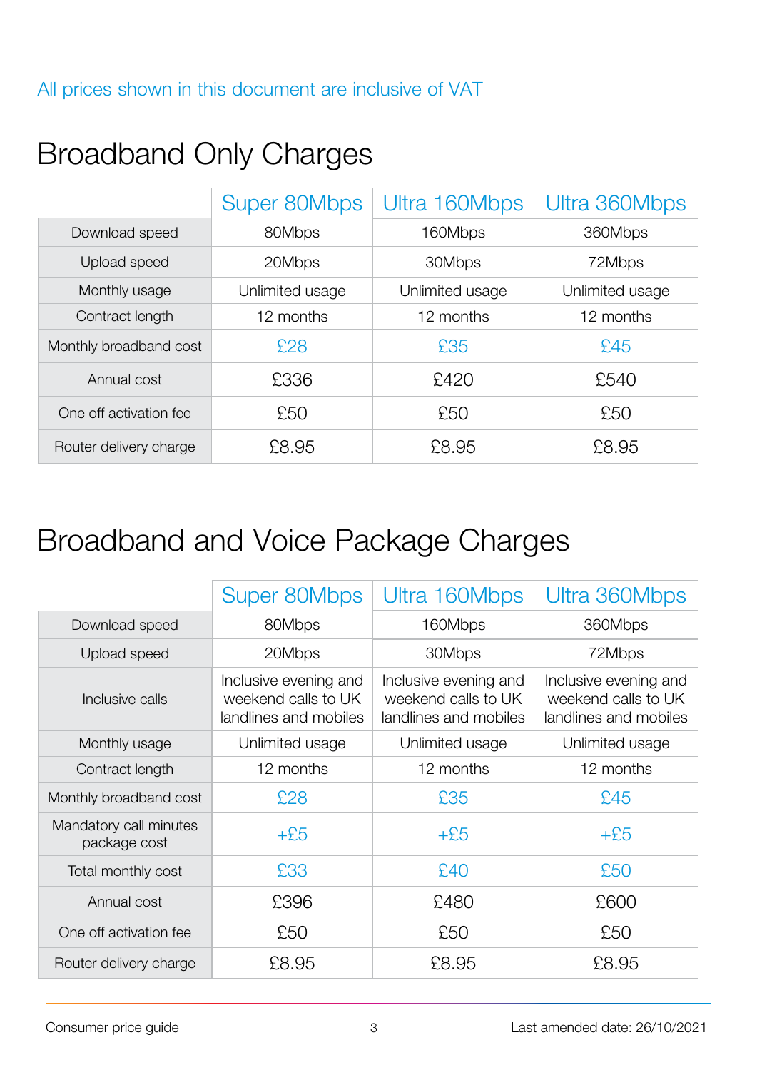All prices shown in this document are inclusive of VAT

# Broadband Only Charges

| | Super 80Mbps | Ultra 160Mbps | Ultra 360Mbps |
|---|---|---|---|
| Download speed | 80Mbps | 160Mbps | 360Mbps |
| Upload speed | 20Mbps | 30Mbps | 72Mbps |
| Monthly usage | Unlimited usage | Unlimited usage | Unlimited usage |
| Contract length | 12 months | 12 months | 12 months |
| Monthly broadband cost | £28 | £35 | £45 |
| Annual cost | £336 | £420 | £540 |
| One off activation fee | £50 | £50 | £50 |
| Router delivery charge | £8.95 | £8.95 | £8.95 |

# Broadband and Voice Package Charges

| | Super 80Mbps | Ultra 160Mbps | Ultra 360Mbps |
|---|---|---|---|
| Download speed | 80Mbps | 160Mbps | 360Mbps |
| Upload speed | 20Mbps | 30Mbps | 72Mbps |
| Inclusive calls | Inclusive evening and weekend calls to UK landlines and mobiles | Inclusive evening and weekend calls to UK landlines and mobiles | Inclusive evening and weekend calls to UK landlines and mobiles |
| Monthly usage | Unlimited usage | Unlimited usage | Unlimited usage |
| Contract length | 12 months | 12 months | 12 months |
| Monthly broadband cost | £28 | £35 | £45 |
| Mandatory call minutes package cost | +£5 | +£5 | +£5 |
| Total monthly cost | £33 | £40 | £50 |
| Annual cost | £396 | £480 | £600 |
| One off activation fee | £50 | £50 | £50 |
| Router delivery charge | £8.95 | £8.95 | £8.95 |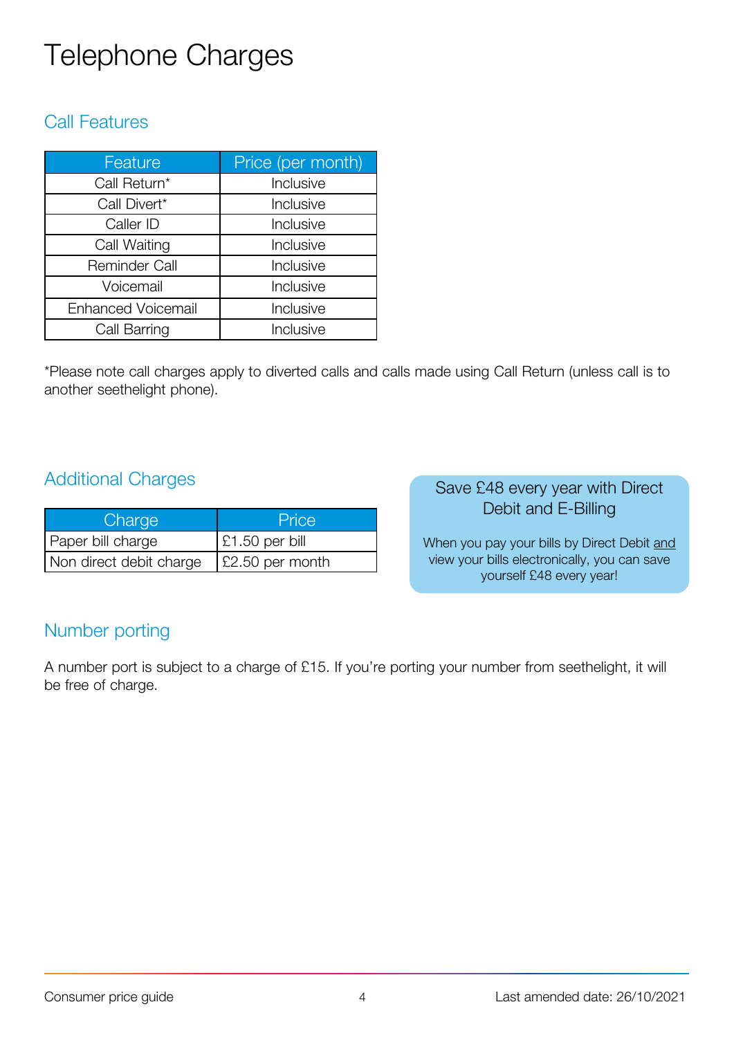# Telephone Charges

## Call Features

| Feature | Price (per month) |
|---|---|
| Call Return* | Inclusive |
| Call Divert* | Inclusive |
| Caller ID | Inclusive |
| Call Waiting | Inclusive |
| Reminder Call | Inclusive |
| Voicemail | Inclusive |
| Enhanced Voicemail | Inclusive |
| Call Barring | Inclusive |

*Please note call charges apply to diverted calls and calls made using Call Return (unless call is to another seethelight phone).

## Additional Charges

| Charge | Price |
|---|---|
| Paper bill charge | £1.50 per bill |
| Non direct debit charge | £2.50 per month |

**Save £48 every year with Direct Debit and E-Billing**

When you pay your bills by Direct Debit <u>and</u> view your bills electronically, you can save yourself £48 every year!

## Number porting

A number port is subject to a charge of £15. If you're porting your number from seethelight, it will be free of charge.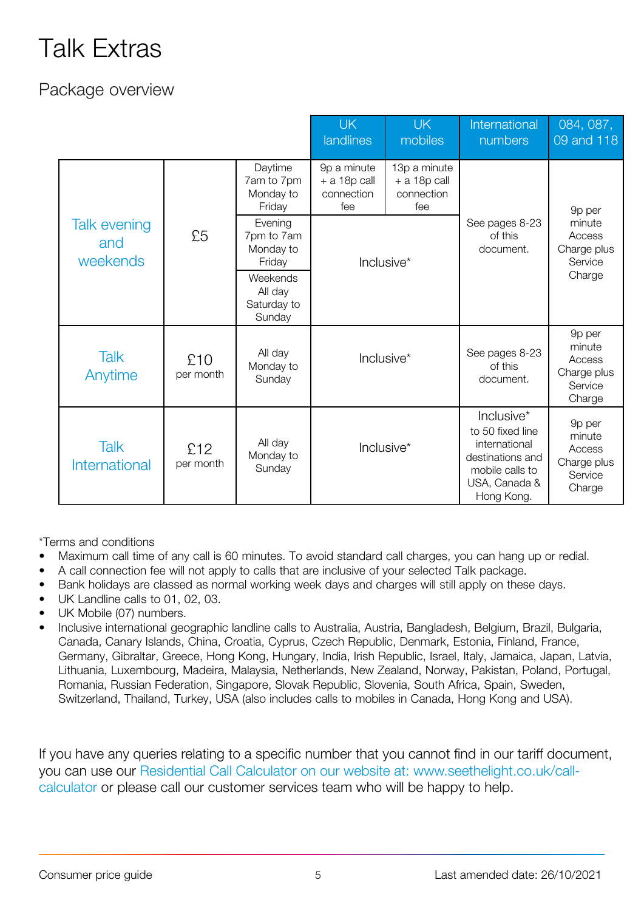# Talk Extras

## Package overview

| | | | UK landlines | UK mobiles | International numbers | 084, 087, 09 and 118 |
|---|---|---|---|---|---|---|
| Talk evening and weekends | £5 | Daytime 7am to 7pm Monday to Friday | 9p a minute + a 18p call connection fee | 13p a minute + a 18p call connection fee | See pages 8-23 of this document. | 9p per minute Access Charge plus Service Charge |
| | | Evening 7pm to 7am Monday to Friday | Inclusive* | | | |
| | | Weekends All day Saturday to Sunday | | | | |
| Talk Anytime | £10 per month | All day Monday to Sunday | Inclusive* | | See pages 8-23 of this document. | 9p per minute Access Charge plus Service Charge |
| Talk International | £12 per month | All day Monday to Sunday | Inclusive* | | Inclusive* to 50 fixed line international destinations and mobile calls to USA, Canada & Hong Kong. | 9p per minute Access Charge plus Service Charge |

*Terms and conditions

- Maximum call time of any call is 60 minutes. To avoid standard call charges, you can hang up or redial.
- A call connection fee will not apply to calls that are inclusive of your selected Talk package.
- Bank holidays are classed as normal working week days and charges will still apply on these days.
- UK Landline calls to 01, 02, 03.
- UK Mobile (07) numbers.
- Inclusive international geographic landline calls to Australia, Austria, Bangladesh, Belgium, Brazil, Bulgaria, Canada, Canary Islands, China, Croatia, Cyprus, Czech Republic, Denmark, Estonia, Finland, France, Germany, Gibraltar, Greece, Hong Kong, Hungary, India, Irish Republic, Israel, Italy, Jamaica, Japan, Latvia, Lithuania, Luxembourg, Madeira, Malaysia, Netherlands, New Zealand, Norway, Pakistan, Poland, Portugal, Romania, Russian Federation, Singapore, Slovak Republic, Slovenia, South Africa, Spain, Sweden, Switzerland, Thailand, Turkey, USA (also includes calls to mobiles in Canada, Hong Kong and USA).

If you have any queries relating to a specific number that you cannot find in our tariff document, you can use our Residential Call Calculator on our website at: www.seethelight.co.uk/call-calculator or please call our customer services team who will be happy to help.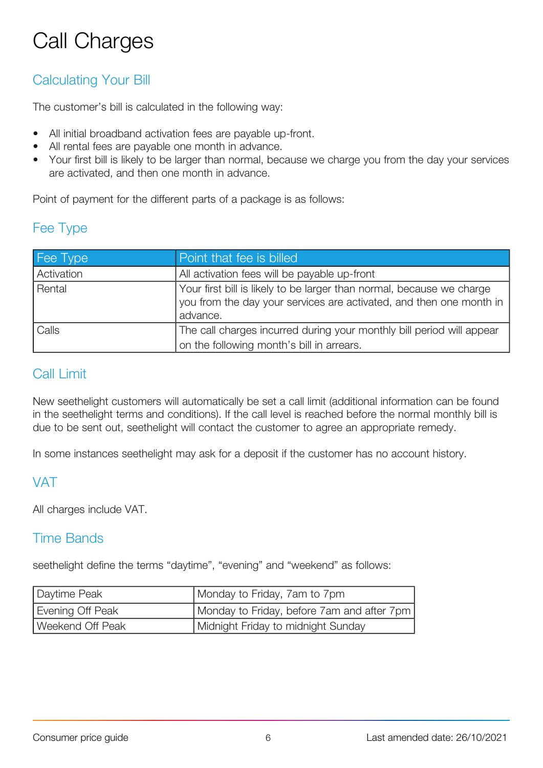# Call Charges

## Calculating Your Bill

The customer's bill is calculated in the following way:

- All initial broadband activation fees are payable up-front.
- All rental fees are payable one month in advance.
- Your first bill is likely to be larger than normal, because we charge you from the day your services are activated, and then one month in advance.

Point of payment for the different parts of a package is as follows:

## Fee Type

| Fee Type | Point that fee is billed |
|---|---|
| Activation | All activation fees will be payable up-front |
| Rental | Your first bill is likely to be larger than normal, because we charge you from the day your services are activated, and then one month in advance. |
| Calls | The call charges incurred during your monthly bill period will appear on the following month's bill in arrears. |

## Call Limit

New seethelight customers will automatically be set a call limit (additional information can be found in the seethelight terms and conditions). If the call level is reached before the normal monthly bill is due to be sent out, seethelight will contact the customer to agree an appropriate remedy.

In some instances seethelight may ask for a deposit if the customer has no account history.

## VAT

All charges include VAT.

## Time Bands

seethelight define the terms "daytime", "evening" and "weekend" as follows:

| | |
|---|---|
| Daytime Peak | Monday to Friday, 7am to 7pm |
| Evening Off Peak | Monday to Friday, before 7am and after 7pm |
| Weekend Off Peak | Midnight Friday to midnight Sunday |

Consumer price guide

Last amended date: 26/10/2021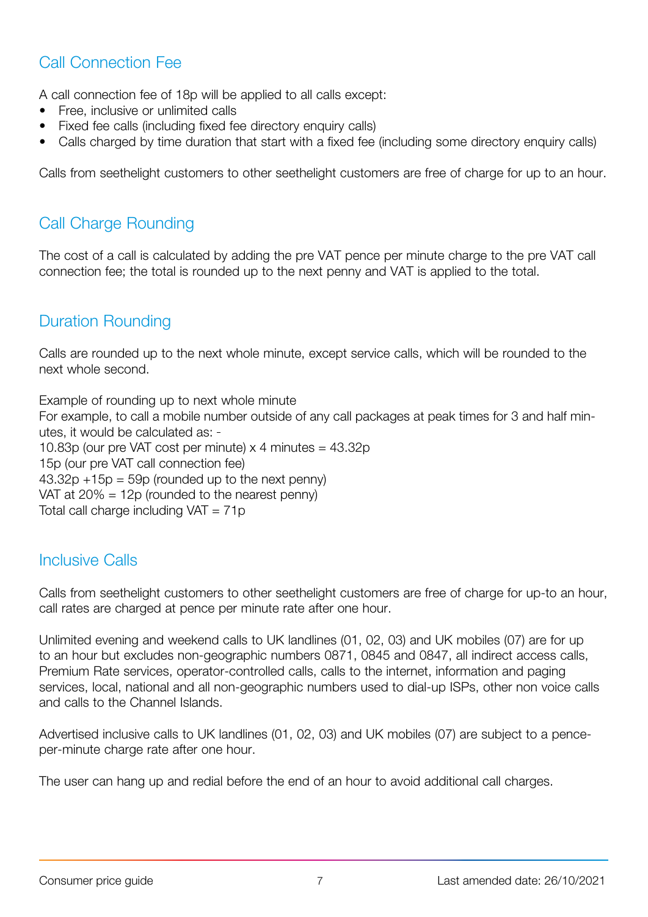## Call Connection Fee

A call connection fee of 18p will be applied to all calls except:

- Free, inclusive or unlimited calls
- Fixed fee calls (including fixed fee directory enquiry calls)
- Calls charged by time duration that start with a fixed fee (including some directory enquiry calls)

Calls from seethelight customers to other seethelight customers are free of charge for up to an hour.

## Call Charge Rounding

The cost of a call is calculated by adding the pre VAT pence per minute charge to the pre VAT call connection fee; the total is rounded up to the next penny and VAT is applied to the total.

## Duration Rounding

Calls are rounded up to the next whole minute, except service calls, which will be rounded to the next whole second.

Example of rounding up to next whole minute
For example, to call a mobile number outside of any call packages at peak times for 3 and half minutes, it would be calculated as: -
10.83p (our pre VAT cost per minute) x 4 minutes = 43.32p
15p (our pre VAT call connection fee)
43.32p +15p = 59p (rounded up to the next penny)
VAT at 20% = 12p (rounded to the nearest penny)
Total call charge including VAT = 71p

## Inclusive Calls

Calls from seethelight customers to other seethelight customers are free of charge for up-to an hour, call rates are charged at pence per minute rate after one hour.

Unlimited evening and weekend calls to UK landlines (01, 02, 03) and UK mobiles (07) are for up to an hour but excludes non-geographic numbers 0871, 0845 and 0847, all indirect access calls, Premium Rate services, operator-controlled calls, calls to the internet, information and paging services, local, national and all non-geographic numbers used to dial-up ISPs, other non voice calls and calls to the Channel Islands.

Advertised inclusive calls to UK landlines (01, 02, 03) and UK mobiles (07) are subject to a pence-per-minute charge rate after one hour.

The user can hang up and redial before the end of an hour to avoid additional call charges.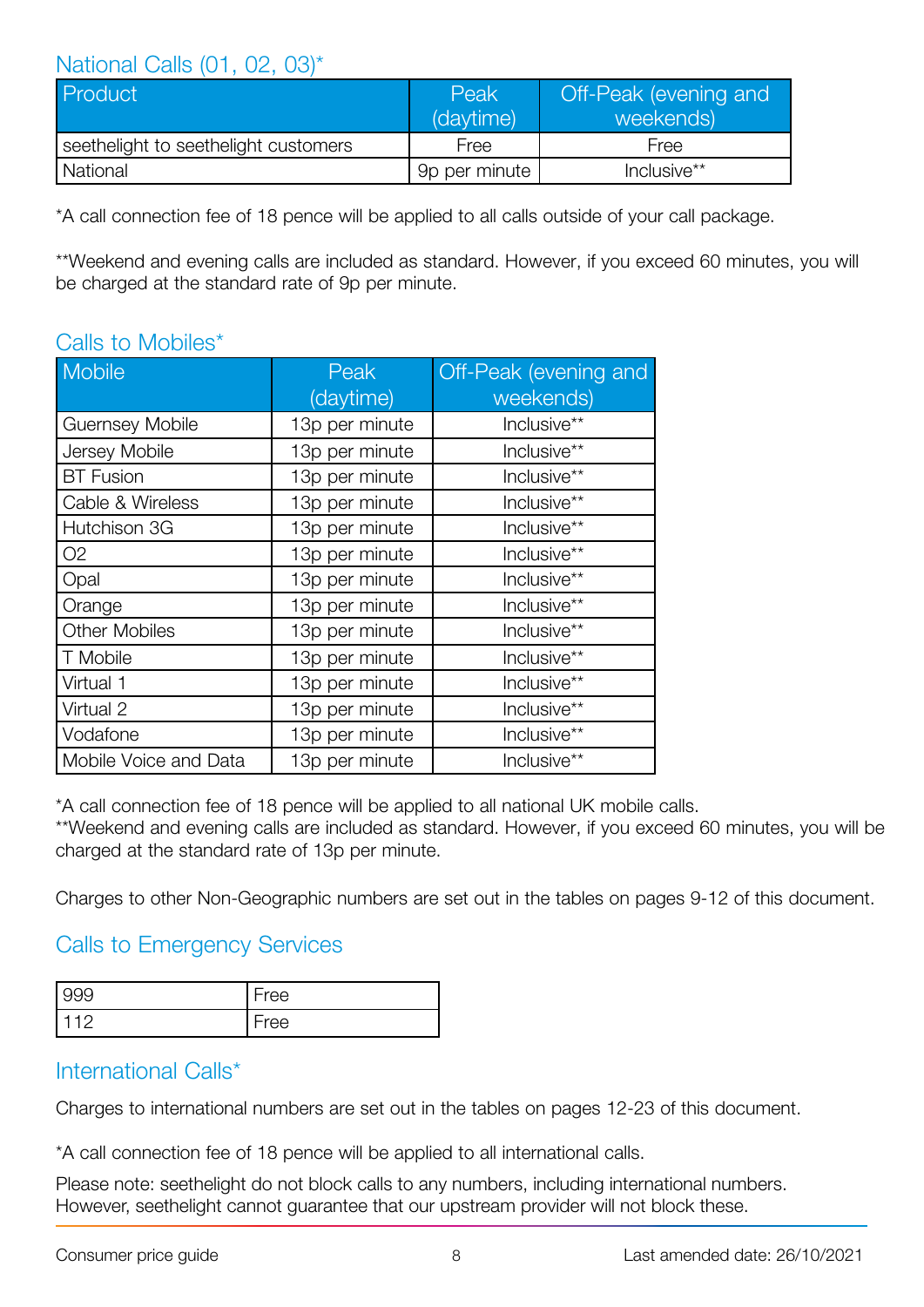## National Calls (01, 02, 03)*

| Product | Peak (daytime) | Off-Peak (evening and weekends) |
|---|---|---|
| seethelight to seethelight customers | Free | Free |
| National | 9p per minute | Inclusive** |

*A call connection fee of 18 pence will be applied to all calls outside of your call package.

**Weekend and evening calls are included as standard. However, if you exceed 60 minutes, you will be charged at the standard rate of 9p per minute.

## Calls to Mobiles*

| Mobile | Peak (daytime) | Off-Peak (evening and weekends) |
|---|---|---|
| Guernsey Mobile | 13p per minute | Inclusive** |
| Jersey Mobile | 13p per minute | Inclusive** |
| BT Fusion | 13p per minute | Inclusive** |
| Cable & Wireless | 13p per minute | Inclusive** |
| Hutchison 3G | 13p per minute | Inclusive** |
| O2 | 13p per minute | Inclusive** |
| Opal | 13p per minute | Inclusive** |
| Orange | 13p per minute | Inclusive** |
| Other Mobiles | 13p per minute | Inclusive** |
| T Mobile | 13p per minute | Inclusive** |
| Virtual 1 | 13p per minute | Inclusive** |
| Virtual 2 | 13p per minute | Inclusive** |
| Vodafone | 13p per minute | Inclusive** |
| Mobile Voice and Data | 13p per minute | Inclusive** |

*A call connection fee of 18 pence will be applied to all national UK mobile calls.
**Weekend and evening calls are included as standard. However, if you exceed 60 minutes, you will be charged at the standard rate of 13p per minute.

Charges to other Non-Geographic numbers are set out in the tables on pages 9-12 of this document.

## Calls to Emergency Services

| | |
|---|---|
| 999 | Free |
| 112 | Free |

## International Calls*

Charges to international numbers are set out in the tables on pages 12-23 of this document.

*A call connection fee of 18 pence will be applied to all international calls.

Please note: seethelight do not block calls to any numbers, including international numbers. However, seethelight cannot guarantee that our upstream provider will not block these.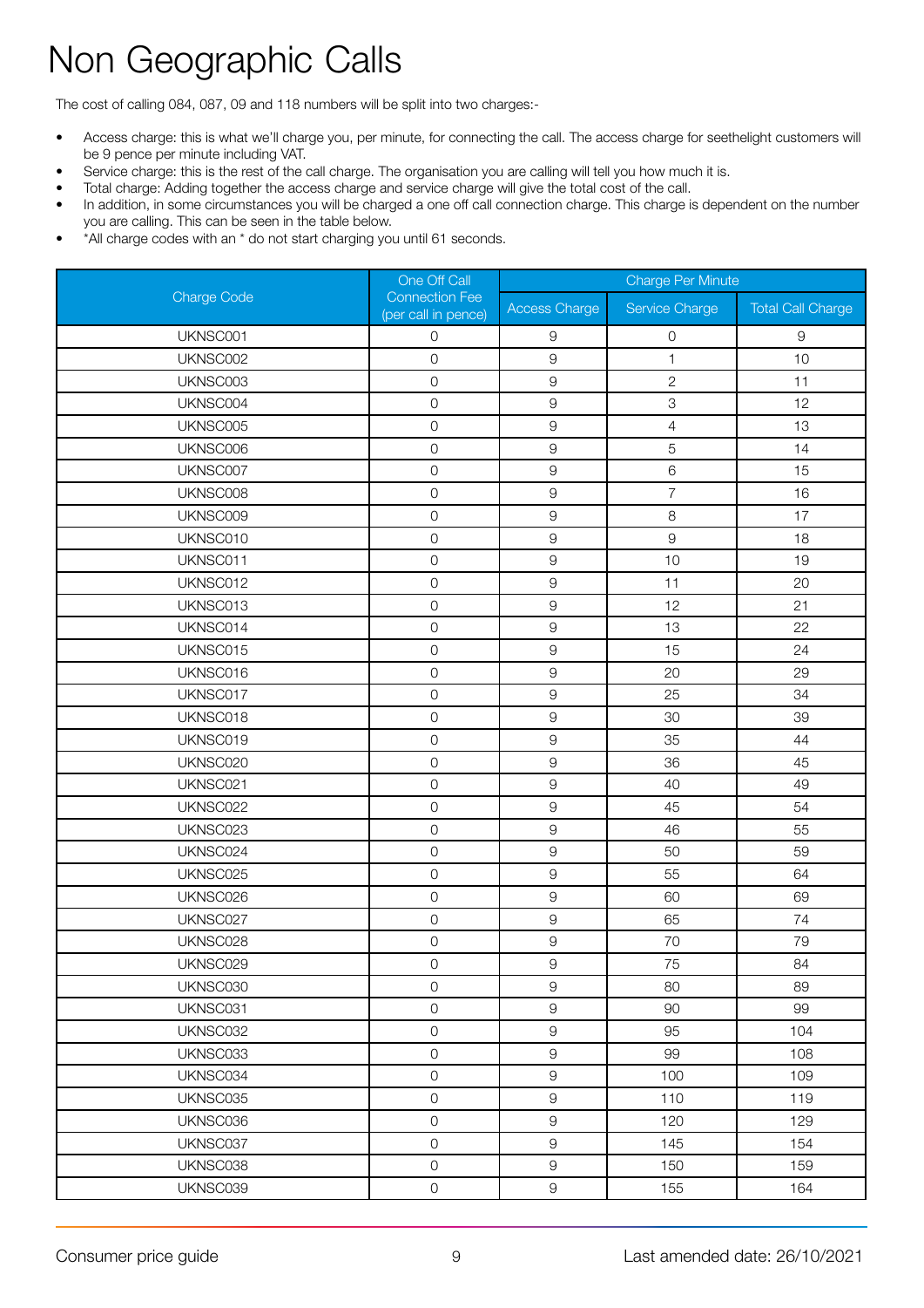# Non Geographic Calls

The cost of calling 084, 087, 09 and 118 numbers will be split into two charges:-

- Access charge: this is what we'll charge you, per minute, for connecting the call. The access charge for seethelight customers will be 9 pence per minute including VAT.
- Service charge: this is the rest of the call charge. The organisation you are calling will tell you how much it is.
- Total charge: Adding together the access charge and service charge will give the total cost of the call.
- In addition, in some circumstances you will be charged a one off call connection charge. This charge is dependent on the number you are calling. This can be seen in the table below.
- *All charge codes with an * do not start charging you until 61 seconds.

| Charge Code | One Off Call Connection Fee (per call in pence) | Charge Per Minute | | |
|---|---|---|---|---|
| | | Access Charge | Service Charge | Total Call Charge |
| UKNSC001 | 0 | 9 | 0 | 9 |
| UKNSC002 | 0 | 9 | 1 | 10 |
| UKNSC003 | 0 | 9 | 2 | 11 |
| UKNSC004 | 0 | 9 | 3 | 12 |
| UKNSC005 | 0 | 9 | 4 | 13 |
| UKNSC006 | 0 | 9 | 5 | 14 |
| UKNSC007 | 0 | 9 | 6 | 15 |
| UKNSC008 | 0 | 9 | 7 | 16 |
| UKNSC009 | 0 | 9 | 8 | 17 |
| UKNSC010 | 0 | 9 | 9 | 18 |
| UKNSC011 | 0 | 9 | 10 | 19 |
| UKNSC012 | 0 | 9 | 11 | 20 |
| UKNSC013 | 0 | 9 | 12 | 21 |
| UKNSC014 | 0 | 9 | 13 | 22 |
| UKNSC015 | 0 | 9 | 15 | 24 |
| UKNSC016 | 0 | 9 | 20 | 29 |
| UKNSC017 | 0 | 9 | 25 | 34 |
| UKNSC018 | 0 | 9 | 30 | 39 |
| UKNSC019 | 0 | 9 | 35 | 44 |
| UKNSC020 | 0 | 9 | 36 | 45 |
| UKNSC021 | 0 | 9 | 40 | 49 |
| UKNSC022 | 0 | 9 | 45 | 54 |
| UKNSC023 | 0 | 9 | 46 | 55 |
| UKNSC024 | 0 | 9 | 50 | 59 |
| UKNSC025 | 0 | 9 | 55 | 64 |
| UKNSC026 | 0 | 9 | 60 | 69 |
| UKNSC027 | 0 | 9 | 65 | 74 |
| UKNSC028 | 0 | 9 | 70 | 79 |
| UKNSC029 | 0 | 9 | 75 | 84 |
| UKNSC030 | 0 | 9 | 80 | 89 |
| UKNSC031 | 0 | 9 | 90 | 99 |
| UKNSC032 | 0 | 9 | 95 | 104 |
| UKNSC033 | 0 | 9 | 99 | 108 |
| UKNSC034 | 0 | 9 | 100 | 109 |
| UKNSC035 | 0 | 9 | 110 | 119 |
| UKNSC036 | 0 | 9 | 120 | 129 |
| UKNSC037 | 0 | 9 | 145 | 154 |
| UKNSC038 | 0 | 9 | 150 | 159 |
| UKNSC039 | 0 | 9 | 155 | 164 |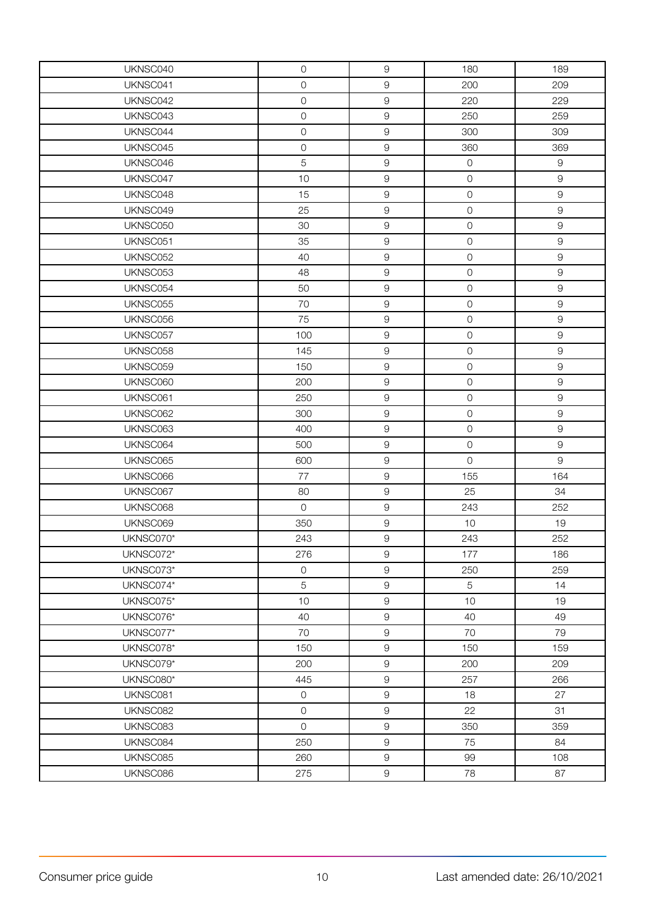| | | | | |
|---|---|---|---|---|
| UKNSC040 | 0 | 9 | 180 | 189 |
| UKNSC041 | 0 | 9 | 200 | 209 |
| UKNSC042 | 0 | 9 | 220 | 229 |
| UKNSC043 | 0 | 9 | 250 | 259 |
| UKNSC044 | 0 | 9 | 300 | 309 |
| UKNSC045 | 0 | 9 | 360 | 369 |
| UKNSC046 | 5 | 9 | 0 | 9 |
| UKNSC047 | 10 | 9 | 0 | 9 |
| UKNSC048 | 15 | 9 | 0 | 9 |
| UKNSC049 | 25 | 9 | 0 | 9 |
| UKNSC050 | 30 | 9 | 0 | 9 |
| UKNSC051 | 35 | 9 | 0 | 9 |
| UKNSC052 | 40 | 9 | 0 | 9 |
| UKNSC053 | 48 | 9 | 0 | 9 |
| UKNSC054 | 50 | 9 | 0 | 9 |
| UKNSC055 | 70 | 9 | 0 | 9 |
| UKNSC056 | 75 | 9 | 0 | 9 |
| UKNSC057 | 100 | 9 | 0 | 9 |
| UKNSC058 | 145 | 9 | 0 | 9 |
| UKNSC059 | 150 | 9 | 0 | 9 |
| UKNSC060 | 200 | 9 | 0 | 9 |
| UKNSC061 | 250 | 9 | 0 | 9 |
| UKNSC062 | 300 | 9 | 0 | 9 |
| UKNSC063 | 400 | 9 | 0 | 9 |
| UKNSC064 | 500 | 9 | 0 | 9 |
| UKNSC065 | 600 | 9 | 0 | 9 |
| UKNSC066 | 77 | 9 | 155 | 164 |
| UKNSC067 | 80 | 9 | 25 | 34 |
| UKNSC068 | 0 | 9 | 243 | 252 |
| UKNSC069 | 350 | 9 | 10 | 19 |
| UKNSC070* | 243 | 9 | 243 | 252 |
| UKNSC072* | 276 | 9 | 177 | 186 |
| UKNSC073* | 0 | 9 | 250 | 259 |
| UKNSC074* | 5 | 9 | 5 | 14 |
| UKNSC075* | 10 | 9 | 10 | 19 |
| UKNSC076* | 40 | 9 | 40 | 49 |
| UKNSC077* | 70 | 9 | 70 | 79 |
| UKNSC078* | 150 | 9 | 150 | 159 |
| UKNSC079* | 200 | 9 | 200 | 209 |
| UKNSC080* | 445 | 9 | 257 | 266 |
| UKNSC081 | 0 | 9 | 18 | 27 |
| UKNSC082 | 0 | 9 | 22 | 31 |
| UKNSC083 | 0 | 9 | 350 | 359 |
| UKNSC084 | 250 | 9 | 75 | 84 |
| UKNSC085 | 260 | 9 | 99 | 108 |
| UKNSC086 | 275 | 9 | 78 | 87 |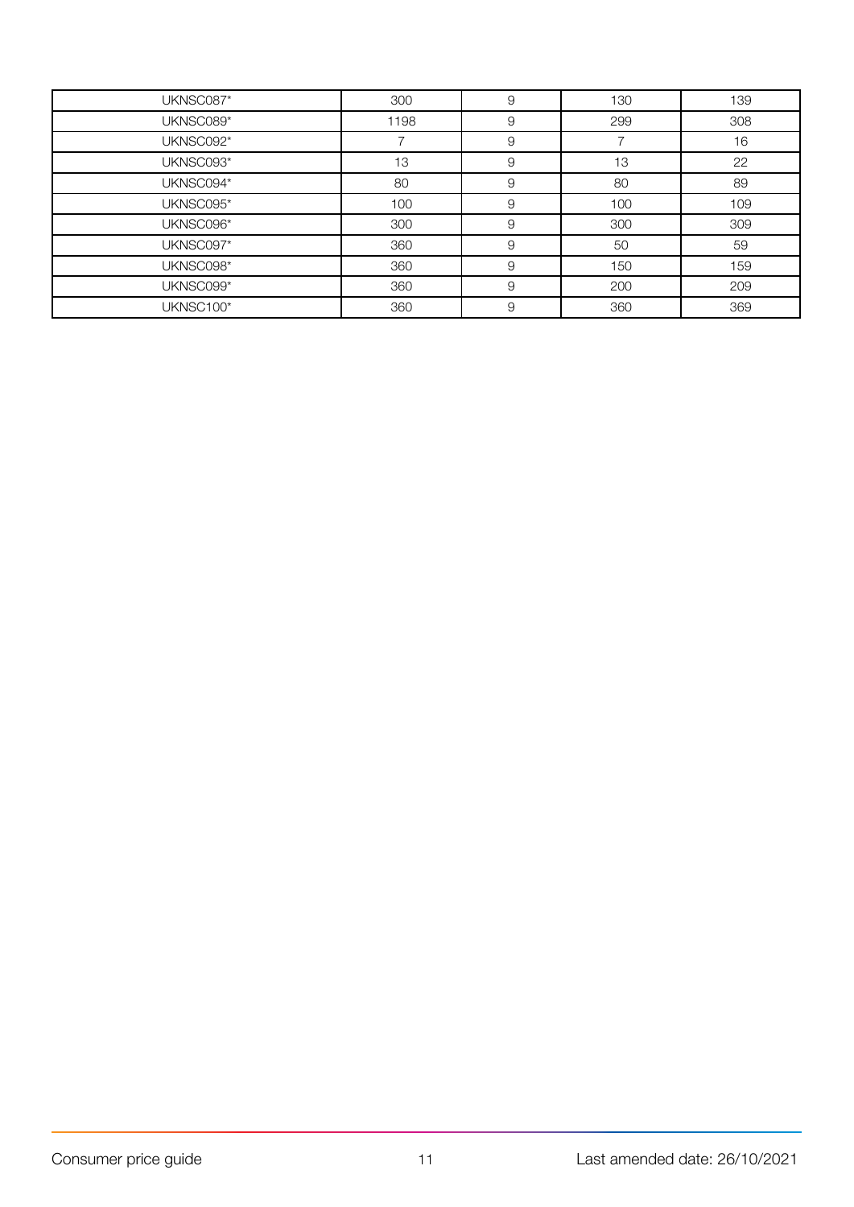| UKNSC087* | 300 | 9 | 130 | 139 |
|---|---|---|---|---|
| UKNSC089* | 1198 | 9 | 299 | 308 |
| UKNSC092* | 7 | 9 | 7 | 16 |
| UKNSC093* | 13 | 9 | 13 | 22 |
| UKNSC094* | 80 | 9 | 80 | 89 |
| UKNSC095* | 100 | 9 | 100 | 109 |
| UKNSC096* | 300 | 9 | 300 | 309 |
| UKNSC097* | 360 | 9 | 50 | 59 |
| UKNSC098* | 360 | 9 | 150 | 159 |
| UKNSC099* | 360 | 9 | 200 | 209 |
| UKNSC100* | 360 | 9 | 360 | 369 |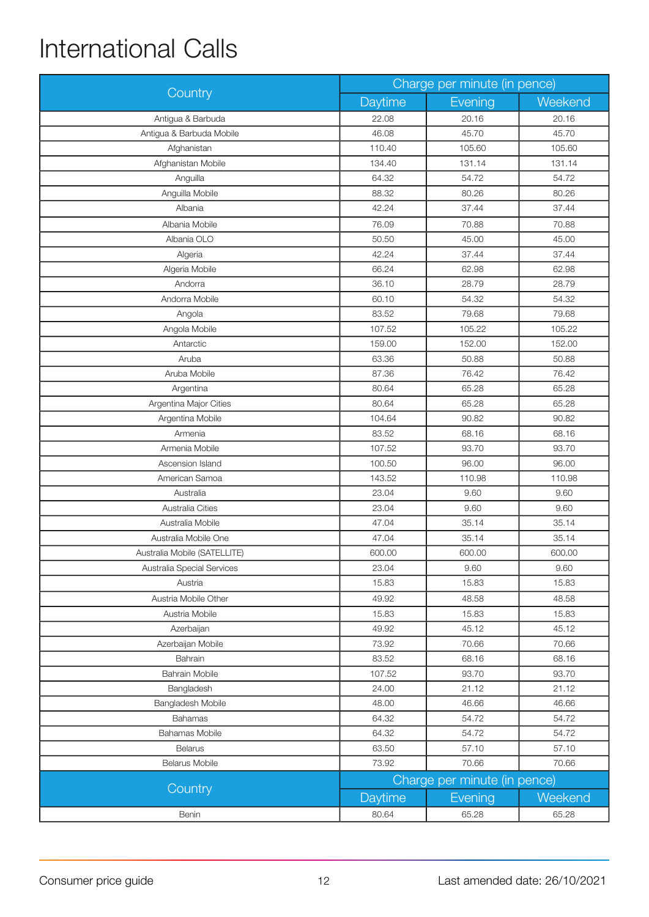# International Calls

| Country | Charge per minute (in pence) | | |
|---|---|---|---|
| | Daytime | Evening | Weekend |
| Antigua & Barbuda | 22.08 | 20.16 | 20.16 |
| Antigua & Barbuda Mobile | 46.08 | 45.70 | 45.70 |
| Afghanistan | 110.40 | 105.60 | 105.60 |
| Afghanistan Mobile | 134.40 | 131.14 | 131.14 |
| Anguilla | 64.32 | 54.72 | 54.72 |
| Anguilla Mobile | 88.32 | 80.26 | 80.26 |
| Albania | 42.24 | 37.44 | 37.44 |
| Albania Mobile | 76.09 | 70.88 | 70.88 |
| Albania OLO | 50.50 | 45.00 | 45.00 |
| Algeria | 42.24 | 37.44 | 37.44 |
| Algeria Mobile | 66.24 | 62.98 | 62.98 |
| Andorra | 36.10 | 28.79 | 28.79 |
| Andorra Mobile | 60.10 | 54.32 | 54.32 |
| Angola | 83.52 | 79.68 | 79.68 |
| Angola Mobile | 107.52 | 105.22 | 105.22 |
| Antarctic | 159.00 | 152.00 | 152.00 |
| Aruba | 63.36 | 50.88 | 50.88 |
| Aruba Mobile | 87.36 | 76.42 | 76.42 |
| Argentina | 80.64 | 65.28 | 65.28 |
| Argentina Major Cities | 80.64 | 65.28 | 65.28 |
| Argentina Mobile | 104.64 | 90.82 | 90.82 |
| Armenia | 83.52 | 68.16 | 68.16 |
| Armenia Mobile | 107.52 | 93.70 | 93.70 |
| Ascension Island | 100.50 | 96.00 | 96.00 |
| American Samoa | 143.52 | 110.98 | 110.98 |
| Australia | 23.04 | 9.60 | 9.60 |
| Australia Cities | 23.04 | 9.60 | 9.60 |
| Australia Mobile | 47.04 | 35.14 | 35.14 |
| Australia Mobile One | 47.04 | 35.14 | 35.14 |
| Australia Mobile (SATELLITE) | 600.00 | 600.00 | 600.00 |
| Australia Special Services | 23.04 | 9.60 | 9.60 |
| Austria | 15.83 | 15.83 | 15.83 |
| Austria Mobile Other | 49.92 | 48.58 | 48.58 |
| Austria Mobile | 15.83 | 15.83 | 15.83 |
| Azerbaijan | 49.92 | 45.12 | 45.12 |
| Azerbaijan Mobile | 73.92 | 70.66 | 70.66 |
| Bahrain | 83.52 | 68.16 | 68.16 |
| Bahrain Mobile | 107.52 | 93.70 | 93.70 |
| Bangladesh | 24.00 | 21.12 | 21.12 |
| Bangladesh Mobile | 48.00 | 46.66 | 46.66 |
| Bahamas | 64.32 | 54.72 | 54.72 |
| Bahamas Mobile | 64.32 | 54.72 | 54.72 |
| Belarus | 63.50 | 57.10 | 57.10 |
| Belarus Mobile | 73.92 | 70.66 | 70.66 |
| Benin | 80.64 | 65.28 | 65.28 |

Consumer price guide

Last amended date: 26/10/2021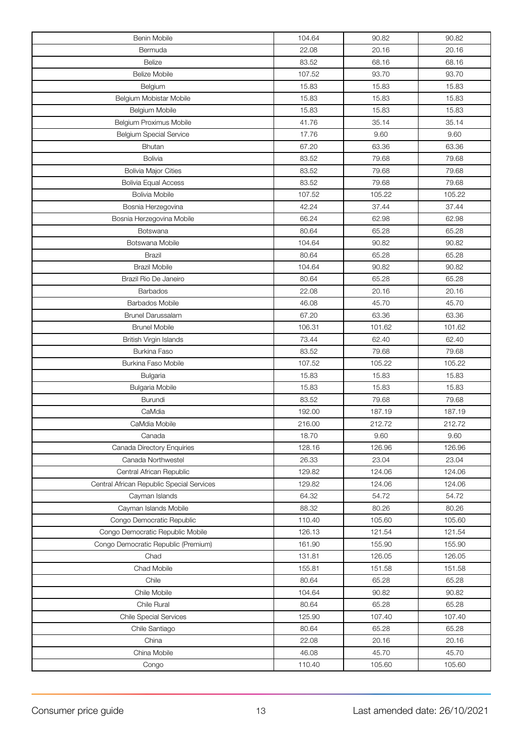| | | | |
|---|---|---|---|
| Benin Mobile | 104.64 | 90.82 | 90.82 |
| Bermuda | 22.08 | 20.16 | 20.16 |
| Belize | 83.52 | 68.16 | 68.16 |
| Belize Mobile | 107.52 | 93.70 | 93.70 |
| Belgium | 15.83 | 15.83 | 15.83 |
| Belgium Mobistar Mobile | 15.83 | 15.83 | 15.83 |
| Belgium Mobile | 15.83 | 15.83 | 15.83 |
| Belgium Proximus Mobile | 41.76 | 35.14 | 35.14 |
| Belgium Special Service | 17.76 | 9.60 | 9.60 |
| Bhutan | 67.20 | 63.36 | 63.36 |
| Bolivia | 83.52 | 79.68 | 79.68 |
| Bolivia Major Cities | 83.52 | 79.68 | 79.68 |
| Bolivia Equal Access | 83.52 | 79.68 | 79.68 |
| Bolivia Mobile | 107.52 | 105.22 | 105.22 |
| Bosnia Herzegovina | 42.24 | 37.44 | 37.44 |
| Bosnia Herzegovina Mobile | 66.24 | 62.98 | 62.98 |
| Botswana | 80.64 | 65.28 | 65.28 |
| Botswana Mobile | 104.64 | 90.82 | 90.82 |
| Brazil | 80.64 | 65.28 | 65.28 |
| Brazil Mobile | 104.64 | 90.82 | 90.82 |
| Brazil Rio De Janeiro | 80.64 | 65.28 | 65.28 |
| Barbados | 22.08 | 20.16 | 20.16 |
| Barbados Mobile | 46.08 | 45.70 | 45.70 |
| Brunel Darussalam | 67.20 | 63.36 | 63.36 |
| Brunel Mobile | 106.31 | 101.62 | 101.62 |
| British Virgin Islands | 73.44 | 62.40 | 62.40 |
| Burkina Faso | 83.52 | 79.68 | 79.68 |
| Burkina Faso Mobile | 107.52 | 105.22 | 105.22 |
| Bulgaria | 15.83 | 15.83 | 15.83 |
| Bulgaria Mobile | 15.83 | 15.83 | 15.83 |
| Burundi | 83.52 | 79.68 | 79.68 |
| CaMdia | 192.00 | 187.19 | 187.19 |
| CaMdia Mobile | 216.00 | 212.72 | 212.72 |
| Canada | 18.70 | 9.60 | 9.60 |
| Canada Directory Enquiries | 128.16 | 126.96 | 126.96 |
| Canada Northwestel | 26.33 | 23.04 | 23.04 |
| Central African Republic | 129.82 | 124.06 | 124.06 |
| Central African Republic Special Services | 129.82 | 124.06 | 124.06 |
| Cayman Islands | 64.32 | 54.72 | 54.72 |
| Cayman Islands Mobile | 88.32 | 80.26 | 80.26 |
| Congo Democratic Republic | 110.40 | 105.60 | 105.60 |
| Congo Democratic Republic Mobile | 126.13 | 121.54 | 121.54 |
| Congo Democratic Republic (Premium) | 161.90 | 155.90 | 155.90 |
| Chad | 131.81 | 126.05 | 126.05 |
| Chad Mobile | 155.81 | 151.58 | 151.58 |
| Chile | 80.64 | 65.28 | 65.28 |
| Chile Mobile | 104.64 | 90.82 | 90.82 |
| Chile Rural | 80.64 | 65.28 | 65.28 |
| Chile Special Services | 125.90 | 107.40 | 107.40 |
| Chile Santiago | 80.64 | 65.28 | 65.28 |
| China | 22.08 | 20.16 | 20.16 |
| China Mobile | 46.08 | 45.70 | 45.70 |
| Congo | 110.40 | 105.60 | 105.60 |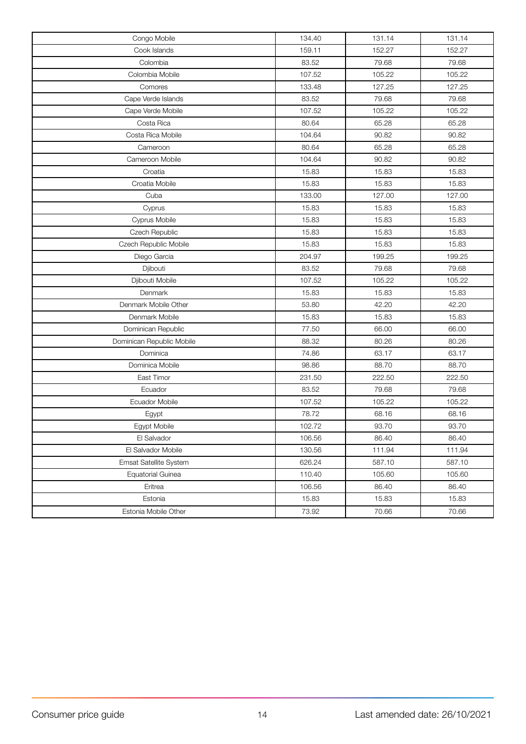| | | | |
|---|---|---|---|
| Congo Mobile | 134.40 | 131.14 | 131.14 |
| Cook Islands | 159.11 | 152.27 | 152.27 |
| Colombia | 83.52 | 79.68 | 79.68 |
| Colombia Mobile | 107.52 | 105.22 | 105.22 |
| Comores | 133.48 | 127.25 | 127.25 |
| Cape Verde Islands | 83.52 | 79.68 | 79.68 |
| Cape Verde Mobile | 107.52 | 105.22 | 105.22 |
| Costa Rica | 80.64 | 65.28 | 65.28 |
| Costa Rica Mobile | 104.64 | 90.82 | 90.82 |
| Cameroon | 80.64 | 65.28 | 65.28 |
| Cameroon Mobile | 104.64 | 90.82 | 90.82 |
| Croatia | 15.83 | 15.83 | 15.83 |
| Croatia Mobile | 15.83 | 15.83 | 15.83 |
| Cuba | 133.00 | 127.00 | 127.00 |
| Cyprus | 15.83 | 15.83 | 15.83 |
| Cyprus Mobile | 15.83 | 15.83 | 15.83 |
| Czech Republic | 15.83 | 15.83 | 15.83 |
| Czech Republic Mobile | 15.83 | 15.83 | 15.83 |
| Diego Garcia | 204.97 | 199.25 | 199.25 |
| Djibouti | 83.52 | 79.68 | 79.68 |
| Djibouti Mobile | 107.52 | 105.22 | 105.22 |
| Denmark | 15.83 | 15.83 | 15.83 |
| Denmark Mobile Other | 53.80 | 42.20 | 42.20 |
| Denmark Mobile | 15.83 | 15.83 | 15.83 |
| Dominican Republic | 77.50 | 66.00 | 66.00 |
| Dominican Republic Mobile | 88.32 | 80.26 | 80.26 |
| Dominica | 74.86 | 63.17 | 63.17 |
| Dominica Mobile | 98.86 | 88.70 | 88.70 |
| East Timor | 231.50 | 222.50 | 222.50 |
| Ecuador | 83.52 | 79.68 | 79.68 |
| Ecuador Mobile | 107.52 | 105.22 | 105.22 |
| Egypt | 78.72 | 68.16 | 68.16 |
| Egypt Mobile | 102.72 | 93.70 | 93.70 |
| El Salvador | 106.56 | 86.40 | 86.40 |
| El Salvador Mobile | 130.56 | 111.94 | 111.94 |
| Emsat Satellite System | 626.24 | 587.10 | 587.10 |
| Equatorial Guinea | 110.40 | 105.60 | 105.60 |
| Eritrea | 106.56 | 86.40 | 86.40 |
| Estonia | 15.83 | 15.83 | 15.83 |
| Estonia Mobile Other | 73.92 | 70.66 | 70.66 |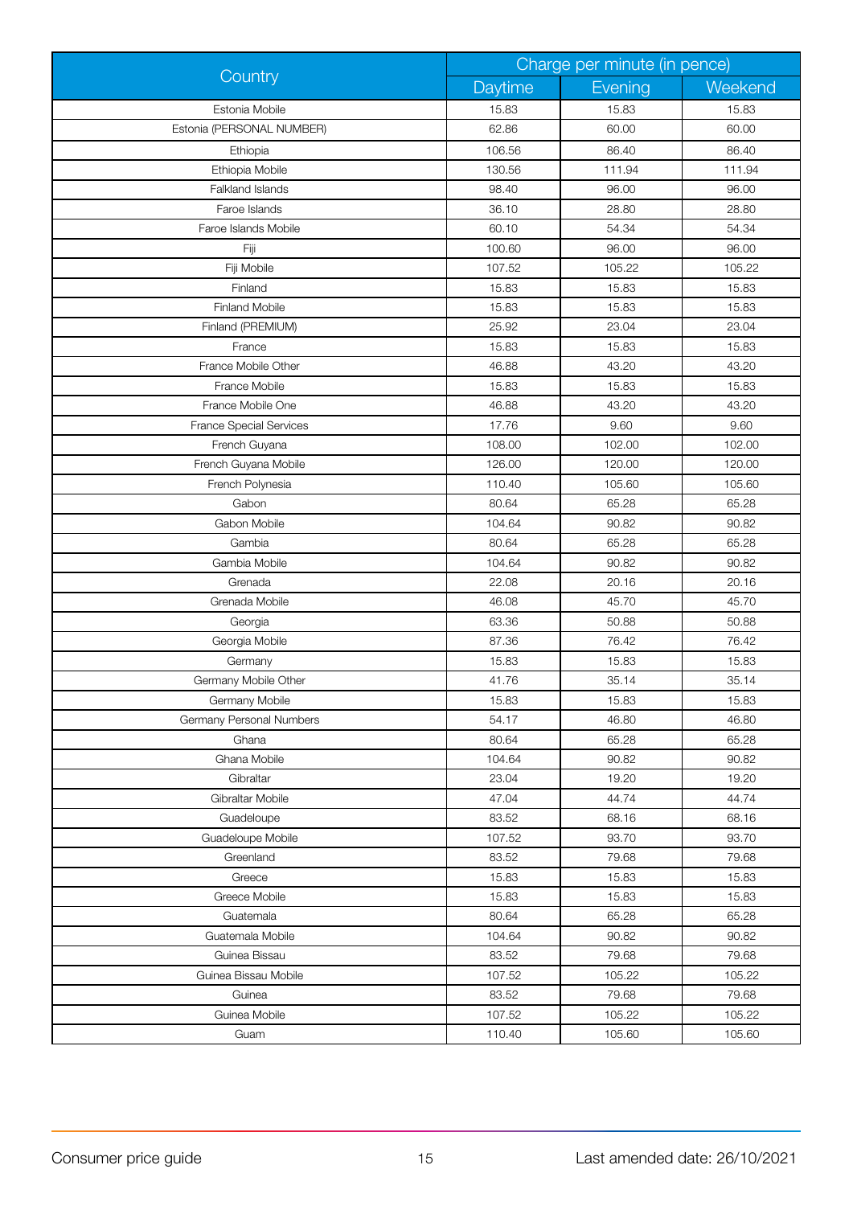| Country | Charge per minute (in pence) | | |
|---|---|---|---|
| | Daytime | Evening | Weekend |
| Estonia Mobile | 15.83 | 15.83 | 15.83 |
| Estonia (PERSONAL NUMBER) | 62.86 | 60.00 | 60.00 |
| Ethiopia | 106.56 | 86.40 | 86.40 |
| Ethiopia Mobile | 130.56 | 111.94 | 111.94 |
| Falkland Islands | 98.40 | 96.00 | 96.00 |
| Faroe Islands | 36.10 | 28.80 | 28.80 |
| Faroe Islands Mobile | 60.10 | 54.34 | 54.34 |
| Fiji | 100.60 | 96.00 | 96.00 |
| Fiji Mobile | 107.52 | 105.22 | 105.22 |
| Finland | 15.83 | 15.83 | 15.83 |
| Finland Mobile | 15.83 | 15.83 | 15.83 |
| Finland (PREMIUM) | 25.92 | 23.04 | 23.04 |
| France | 15.83 | 15.83 | 15.83 |
| France Mobile Other | 46.88 | 43.20 | 43.20 |
| France Mobile | 15.83 | 15.83 | 15.83 |
| France Mobile One | 46.88 | 43.20 | 43.20 |
| France Special Services | 17.76 | 9.60 | 9.60 |
| French Guyana | 108.00 | 102.00 | 102.00 |
| French Guyana Mobile | 126.00 | 120.00 | 120.00 |
| French Polynesia | 110.40 | 105.60 | 105.60 |
| Gabon | 80.64 | 65.28 | 65.28 |
| Gabon Mobile | 104.64 | 90.82 | 90.82 |
| Gambia | 80.64 | 65.28 | 65.28 |
| Gambia Mobile | 104.64 | 90.82 | 90.82 |
| Grenada | 22.08 | 20.16 | 20.16 |
| Grenada Mobile | 46.08 | 45.70 | 45.70 |
| Georgia | 63.36 | 50.88 | 50.88 |
| Georgia Mobile | 87.36 | 76.42 | 76.42 |
| Germany | 15.83 | 15.83 | 15.83 |
| Germany Mobile Other | 41.76 | 35.14 | 35.14 |
| Germany Mobile | 15.83 | 15.83 | 15.83 |
| Germany Personal Numbers | 54.17 | 46.80 | 46.80 |
| Ghana | 80.64 | 65.28 | 65.28 |
| Ghana Mobile | 104.64 | 90.82 | 90.82 |
| Gibraltar | 23.04 | 19.20 | 19.20 |
| Gibraltar Mobile | 47.04 | 44.74 | 44.74 |
| Guadeloupe | 83.52 | 68.16 | 68.16 |
| Guadeloupe Mobile | 107.52 | 93.70 | 93.70 |
| Greenland | 83.52 | 79.68 | 79.68 |
| Greece | 15.83 | 15.83 | 15.83 |
| Greece Mobile | 15.83 | 15.83 | 15.83 |
| Guatemala | 80.64 | 65.28 | 65.28 |
| Guatemala Mobile | 104.64 | 90.82 | 90.82 |
| Guinea Bissau | 83.52 | 79.68 | 79.68 |
| Guinea Bissau Mobile | 107.52 | 105.22 | 105.22 |
| Guinea | 83.52 | 79.68 | 79.68 |
| Guinea Mobile | 107.52 | 105.22 | 105.22 |
| Guam | 110.40 | 105.60 | 105.60 |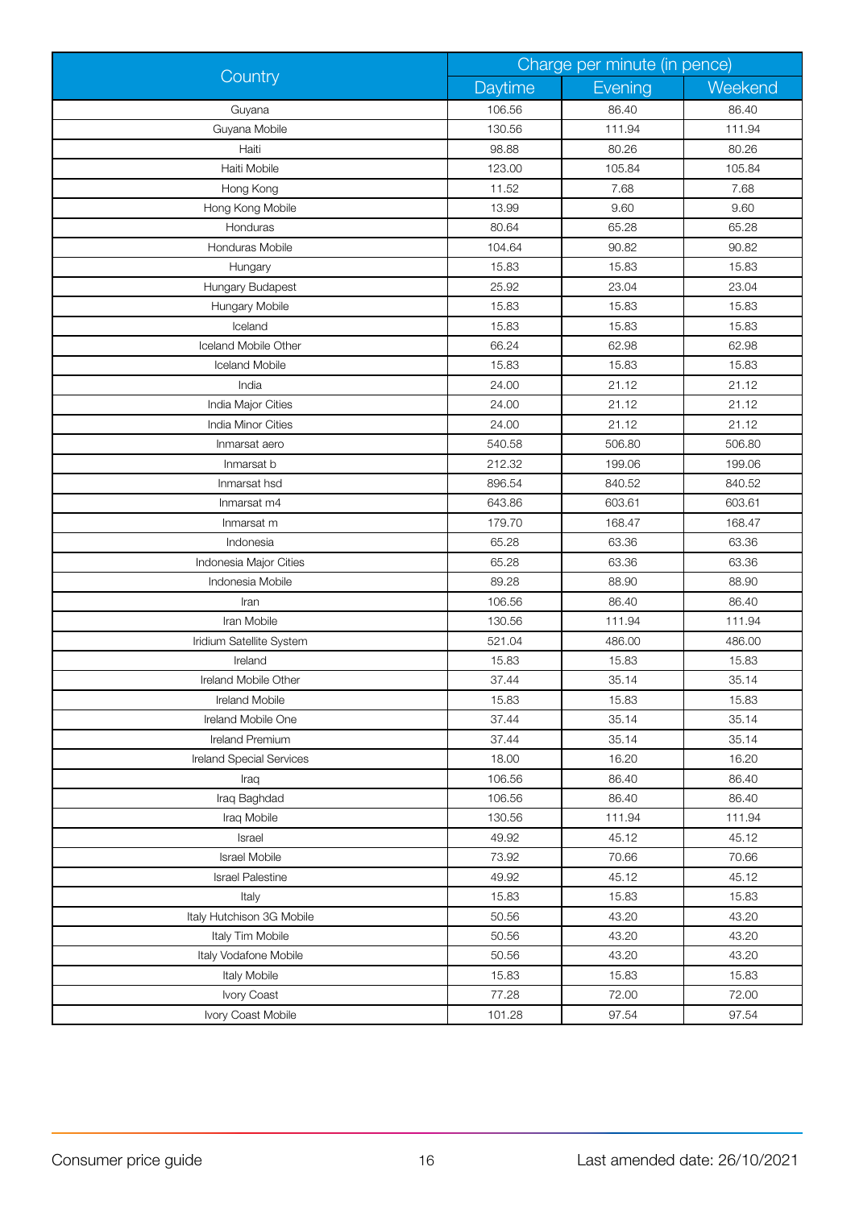| Country | Charge per minute (in pence) | | |
|---|---|---|---|
| | Daytime | Evening | Weekend |
| Guyana | 106.56 | 86.40 | 86.40 |
| Guyana Mobile | 130.56 | 111.94 | 111.94 |
| Haiti | 98.88 | 80.26 | 80.26 |
| Haiti Mobile | 123.00 | 105.84 | 105.84 |
| Hong Kong | 11.52 | 7.68 | 7.68 |
| Hong Kong Mobile | 13.99 | 9.60 | 9.60 |
| Honduras | 80.64 | 65.28 | 65.28 |
| Honduras Mobile | 104.64 | 90.82 | 90.82 |
| Hungary | 15.83 | 15.83 | 15.83 |
| Hungary Budapest | 25.92 | 23.04 | 23.04 |
| Hungary Mobile | 15.83 | 15.83 | 15.83 |
| Iceland | 15.83 | 15.83 | 15.83 |
| Iceland Mobile Other | 66.24 | 62.98 | 62.98 |
| Iceland Mobile | 15.83 | 15.83 | 15.83 |
| India | 24.00 | 21.12 | 21.12 |
| India Major Cities | 24.00 | 21.12 | 21.12 |
| India Minor Cities | 24.00 | 21.12 | 21.12 |
| Inmarsat aero | 540.58 | 506.80 | 506.80 |
| Inmarsat b | 212.32 | 199.06 | 199.06 |
| Inmarsat hsd | 896.54 | 840.52 | 840.52 |
| Inmarsat m4 | 643.86 | 603.61 | 603.61 |
| Inmarsat m | 179.70 | 168.47 | 168.47 |
| Indonesia | 65.28 | 63.36 | 63.36 |
| Indonesia Major Cities | 65.28 | 63.36 | 63.36 |
| Indonesia Mobile | 89.28 | 88.90 | 88.90 |
| Iran | 106.56 | 86.40 | 86.40 |
| Iran Mobile | 130.56 | 111.94 | 111.94 |
| Iridium Satellite System | 521.04 | 486.00 | 486.00 |
| Ireland | 15.83 | 15.83 | 15.83 |
| Ireland Mobile Other | 37.44 | 35.14 | 35.14 |
| Ireland Mobile | 15.83 | 15.83 | 15.83 |
| Ireland Mobile One | 37.44 | 35.14 | 35.14 |
| Ireland Premium | 37.44 | 35.14 | 35.14 |
| Ireland Special Services | 18.00 | 16.20 | 16.20 |
| Iraq | 106.56 | 86.40 | 86.40 |
| Iraq Baghdad | 106.56 | 86.40 | 86.40 |
| Iraq Mobile | 130.56 | 111.94 | 111.94 |
| Israel | 49.92 | 45.12 | 45.12 |
| Israel Mobile | 73.92 | 70.66 | 70.66 |
| Israel Palestine | 49.92 | 45.12 | 45.12 |
| Italy | 15.83 | 15.83 | 15.83 |
| Italy Hutchison 3G Mobile | 50.56 | 43.20 | 43.20 |
| Italy Tim Mobile | 50.56 | 43.20 | 43.20 |
| Italy Vodafone Mobile | 50.56 | 43.20 | 43.20 |
| Italy Mobile | 15.83 | 15.83 | 15.83 |
| Ivory Coast | 77.28 | 72.00 | 72.00 |
| Ivory Coast Mobile | 101.28 | 97.54 | 97.54 |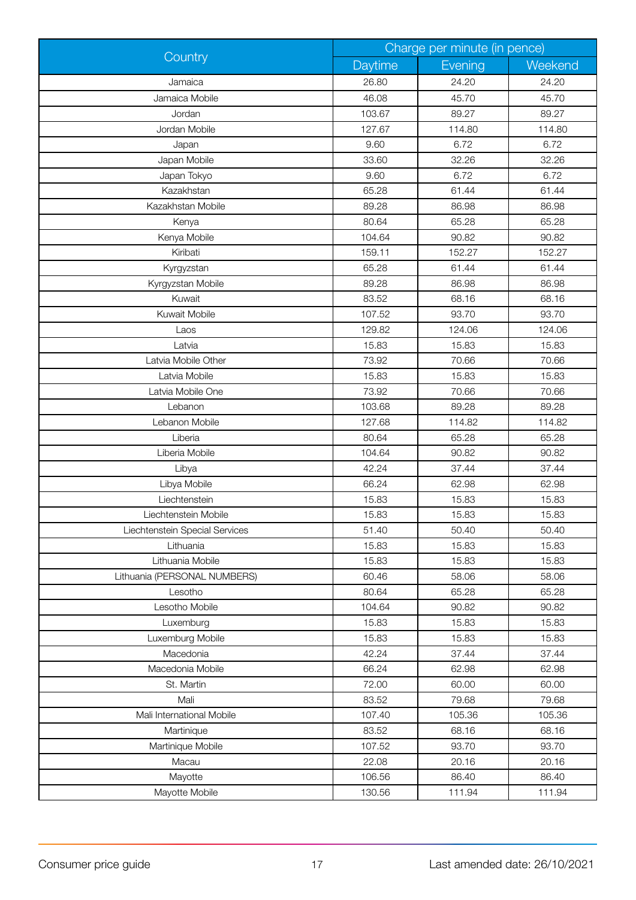| Country | Charge per minute (in pence) | | |
|---|---|---|---|
| | Daytime | Evening | Weekend |
| Jamaica | 26.80 | 24.20 | 24.20 |
| Jamaica Mobile | 46.08 | 45.70 | 45.70 |
| Jordan | 103.67 | 89.27 | 89.27 |
| Jordan Mobile | 127.67 | 114.80 | 114.80 |
| Japan | 9.60 | 6.72 | 6.72 |
| Japan Mobile | 33.60 | 32.26 | 32.26 |
| Japan Tokyo | 9.60 | 6.72 | 6.72 |
| Kazakhstan | 65.28 | 61.44 | 61.44 |
| Kazakhstan Mobile | 89.28 | 86.98 | 86.98 |
| Kenya | 80.64 | 65.28 | 65.28 |
| Kenya Mobile | 104.64 | 90.82 | 90.82 |
| Kiribati | 159.11 | 152.27 | 152.27 |
| Kyrgyzstan | 65.28 | 61.44 | 61.44 |
| Kyrgyzstan Mobile | 89.28 | 86.98 | 86.98 |
| Kuwait | 83.52 | 68.16 | 68.16 |
| Kuwait Mobile | 107.52 | 93.70 | 93.70 |
| Laos | 129.82 | 124.06 | 124.06 |
| Latvia | 15.83 | 15.83 | 15.83 |
| Latvia Mobile Other | 73.92 | 70.66 | 70.66 |
| Latvia Mobile | 15.83 | 15.83 | 15.83 |
| Latvia Mobile One | 73.92 | 70.66 | 70.66 |
| Lebanon | 103.68 | 89.28 | 89.28 |
| Lebanon Mobile | 127.68 | 114.82 | 114.82 |
| Liberia | 80.64 | 65.28 | 65.28 |
| Liberia Mobile | 104.64 | 90.82 | 90.82 |
| Libya | 42.24 | 37.44 | 37.44 |
| Libya Mobile | 66.24 | 62.98 | 62.98 |
| Liechtenstein | 15.83 | 15.83 | 15.83 |
| Liechtenstein Mobile | 15.83 | 15.83 | 15.83 |
| Liechtenstein Special Services | 51.40 | 50.40 | 50.40 |
| Lithuania | 15.83 | 15.83 | 15.83 |
| Lithuania Mobile | 15.83 | 15.83 | 15.83 |
| Lithuania (PERSONAL NUMBERS) | 60.46 | 58.06 | 58.06 |
| Lesotho | 80.64 | 65.28 | 65.28 |
| Lesotho Mobile | 104.64 | 90.82 | 90.82 |
| Luxemburg | 15.83 | 15.83 | 15.83 |
| Luxemburg Mobile | 15.83 | 15.83 | 15.83 |
| Macedonia | 42.24 | 37.44 | 37.44 |
| Macedonia Mobile | 66.24 | 62.98 | 62.98 |
| St. Martin | 72.00 | 60.00 | 60.00 |
| Mali | 83.52 | 79.68 | 79.68 |
| Mali International Mobile | 107.40 | 105.36 | 105.36 |
| Martinique | 83.52 | 68.16 | 68.16 |
| Martinique Mobile | 107.52 | 93.70 | 93.70 |
| Macau | 22.08 | 20.16 | 20.16 |
| Mayotte | 106.56 | 86.40 | 86.40 |
| Mayotte Mobile | 130.56 | 111.94 | 111.94 |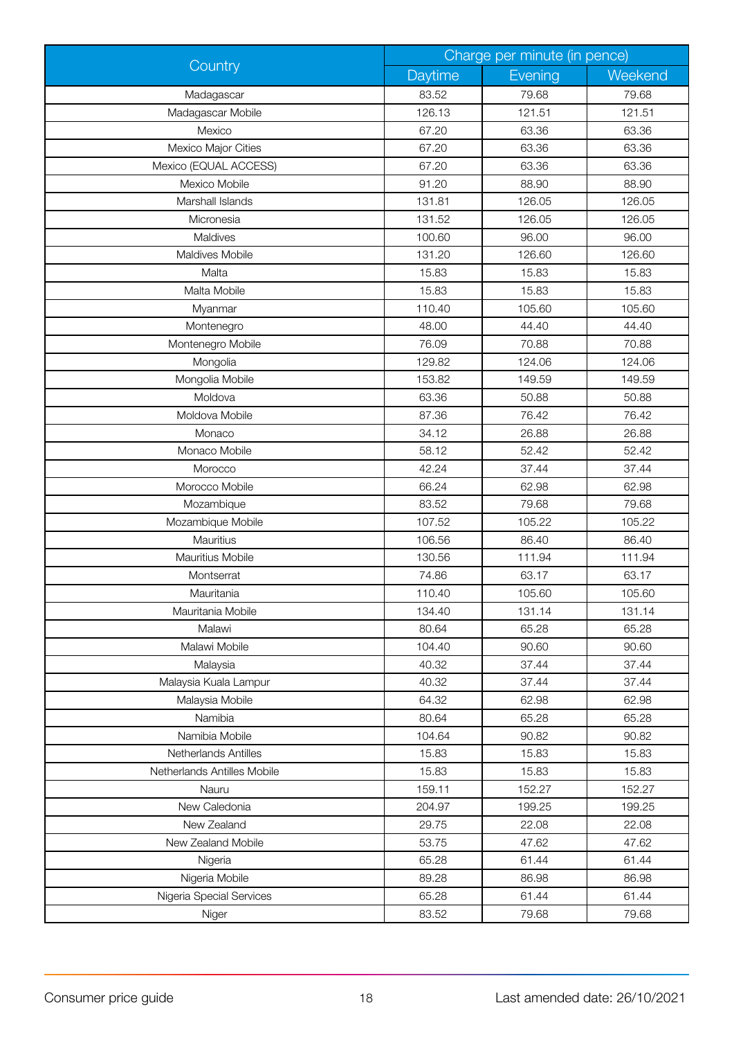| Country | Charge per minute (in pence) | | |
|---|---|---|---|
| | Daytime | Evening | Weekend |
| Madagascar | 83.52 | 79.68 | 79.68 |
| Madagascar Mobile | 126.13 | 121.51 | 121.51 |
| Mexico | 67.20 | 63.36 | 63.36 |
| Mexico Major Cities | 67.20 | 63.36 | 63.36 |
| Mexico (EQUAL ACCESS) | 67.20 | 63.36 | 63.36 |
| Mexico Mobile | 91.20 | 88.90 | 88.90 |
| Marshall Islands | 131.81 | 126.05 | 126.05 |
| Micronesia | 131.52 | 126.05 | 126.05 |
| Maldives | 100.60 | 96.00 | 96.00 |
| Maldives Mobile | 131.20 | 126.60 | 126.60 |
| Malta | 15.83 | 15.83 | 15.83 |
| Malta Mobile | 15.83 | 15.83 | 15.83 |
| Myanmar | 110.40 | 105.60 | 105.60 |
| Montenegro | 48.00 | 44.40 | 44.40 |
| Montenegro Mobile | 76.09 | 70.88 | 70.88 |
| Mongolia | 129.82 | 124.06 | 124.06 |
| Mongolia Mobile | 153.82 | 149.59 | 149.59 |
| Moldova | 63.36 | 50.88 | 50.88 |
| Moldova Mobile | 87.36 | 76.42 | 76.42 |
| Monaco | 34.12 | 26.88 | 26.88 |
| Monaco Mobile | 58.12 | 52.42 | 52.42 |
| Morocco | 42.24 | 37.44 | 37.44 |
| Morocco Mobile | 66.24 | 62.98 | 62.98 |
| Mozambique | 83.52 | 79.68 | 79.68 |
| Mozambique Mobile | 107.52 | 105.22 | 105.22 |
| Mauritius | 106.56 | 86.40 | 86.40 |
| Mauritius Mobile | 130.56 | 111.94 | 111.94 |
| Montserrat | 74.86 | 63.17 | 63.17 |
| Mauritania | 110.40 | 105.60 | 105.60 |
| Mauritania Mobile | 134.40 | 131.14 | 131.14 |
| Malawi | 80.64 | 65.28 | 65.28 |
| Malawi Mobile | 104.40 | 90.60 | 90.60 |
| Malaysia | 40.32 | 37.44 | 37.44 |
| Malaysia Kuala Lampur | 40.32 | 37.44 | 37.44 |
| Malaysia Mobile | 64.32 | 62.98 | 62.98 |
| Namibia | 80.64 | 65.28 | 65.28 |
| Namibia Mobile | 104.64 | 90.82 | 90.82 |
| Netherlands Antilles | 15.83 | 15.83 | 15.83 |
| Netherlands Antilles Mobile | 15.83 | 15.83 | 15.83 |
| Nauru | 159.11 | 152.27 | 152.27 |
| New Caledonia | 204.97 | 199.25 | 199.25 |
| New Zealand | 29.75 | 22.08 | 22.08 |
| New Zealand Mobile | 53.75 | 47.62 | 47.62 |
| Nigeria | 65.28 | 61.44 | 61.44 |
| Nigeria Mobile | 89.28 | 86.98 | 86.98 |
| Nigeria Special Services | 65.28 | 61.44 | 61.44 |
| Niger | 83.52 | 79.68 | 79.68 |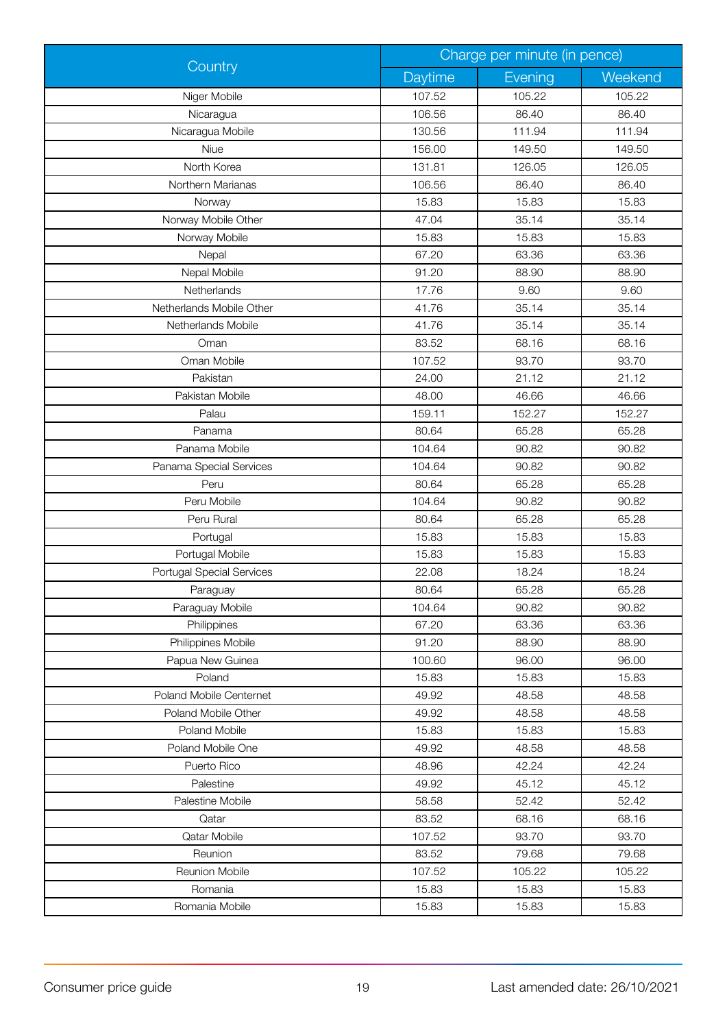| Country | Charge per minute (in pence) | | |
|---|---|---|---|
| | Daytime | Evening | Weekend |
| Niger Mobile | 107.52 | 105.22 | 105.22 |
| Nicaragua | 106.56 | 86.40 | 86.40 |
| Nicaragua Mobile | 130.56 | 111.94 | 111.94 |
| Niue | 156.00 | 149.50 | 149.50 |
| North Korea | 131.81 | 126.05 | 126.05 |
| Northern Marianas | 106.56 | 86.40 | 86.40 |
| Norway | 15.83 | 15.83 | 15.83 |
| Norway Mobile Other | 47.04 | 35.14 | 35.14 |
| Norway Mobile | 15.83 | 15.83 | 15.83 |
| Nepal | 67.20 | 63.36 | 63.36 |
| Nepal Mobile | 91.20 | 88.90 | 88.90 |
| Netherlands | 17.76 | 9.60 | 9.60 |
| Netherlands Mobile Other | 41.76 | 35.14 | 35.14 |
| Netherlands Mobile | 41.76 | 35.14 | 35.14 |
| Oman | 83.52 | 68.16 | 68.16 |
| Oman Mobile | 107.52 | 93.70 | 93.70 |
| Pakistan | 24.00 | 21.12 | 21.12 |
| Pakistan Mobile | 48.00 | 46.66 | 46.66 |
| Palau | 159.11 | 152.27 | 152.27 |
| Panama | 80.64 | 65.28 | 65.28 |
| Panama Mobile | 104.64 | 90.82 | 90.82 |
| Panama Special Services | 104.64 | 90.82 | 90.82 |
| Peru | 80.64 | 65.28 | 65.28 |
| Peru Mobile | 104.64 | 90.82 | 90.82 |
| Peru Rural | 80.64 | 65.28 | 65.28 |
| Portugal | 15.83 | 15.83 | 15.83 |
| Portugal Mobile | 15.83 | 15.83 | 15.83 |
| Portugal Special Services | 22.08 | 18.24 | 18.24 |
| Paraguay | 80.64 | 65.28 | 65.28 |
| Paraguay Mobile | 104.64 | 90.82 | 90.82 |
| Philippines | 67.20 | 63.36 | 63.36 |
| Philippines Mobile | 91.20 | 88.90 | 88.90 |
| Papua New Guinea | 100.60 | 96.00 | 96.00 |
| Poland | 15.83 | 15.83 | 15.83 |
| Poland Mobile Centernet | 49.92 | 48.58 | 48.58 |
| Poland Mobile Other | 49.92 | 48.58 | 48.58 |
| Poland Mobile | 15.83 | 15.83 | 15.83 |
| Poland Mobile One | 49.92 | 48.58 | 48.58 |
| Puerto Rico | 48.96 | 42.24 | 42.24 |
| Palestine | 49.92 | 45.12 | 45.12 |
| Palestine Mobile | 58.58 | 52.42 | 52.42 |
| Qatar | 83.52 | 68.16 | 68.16 |
| Qatar Mobile | 107.52 | 93.70 | 93.70 |
| Reunion | 83.52 | 79.68 | 79.68 |
| Reunion Mobile | 107.52 | 105.22 | 105.22 |
| Romania | 15.83 | 15.83 | 15.83 |
| Romania Mobile | 15.83 | 15.83 | 15.83 |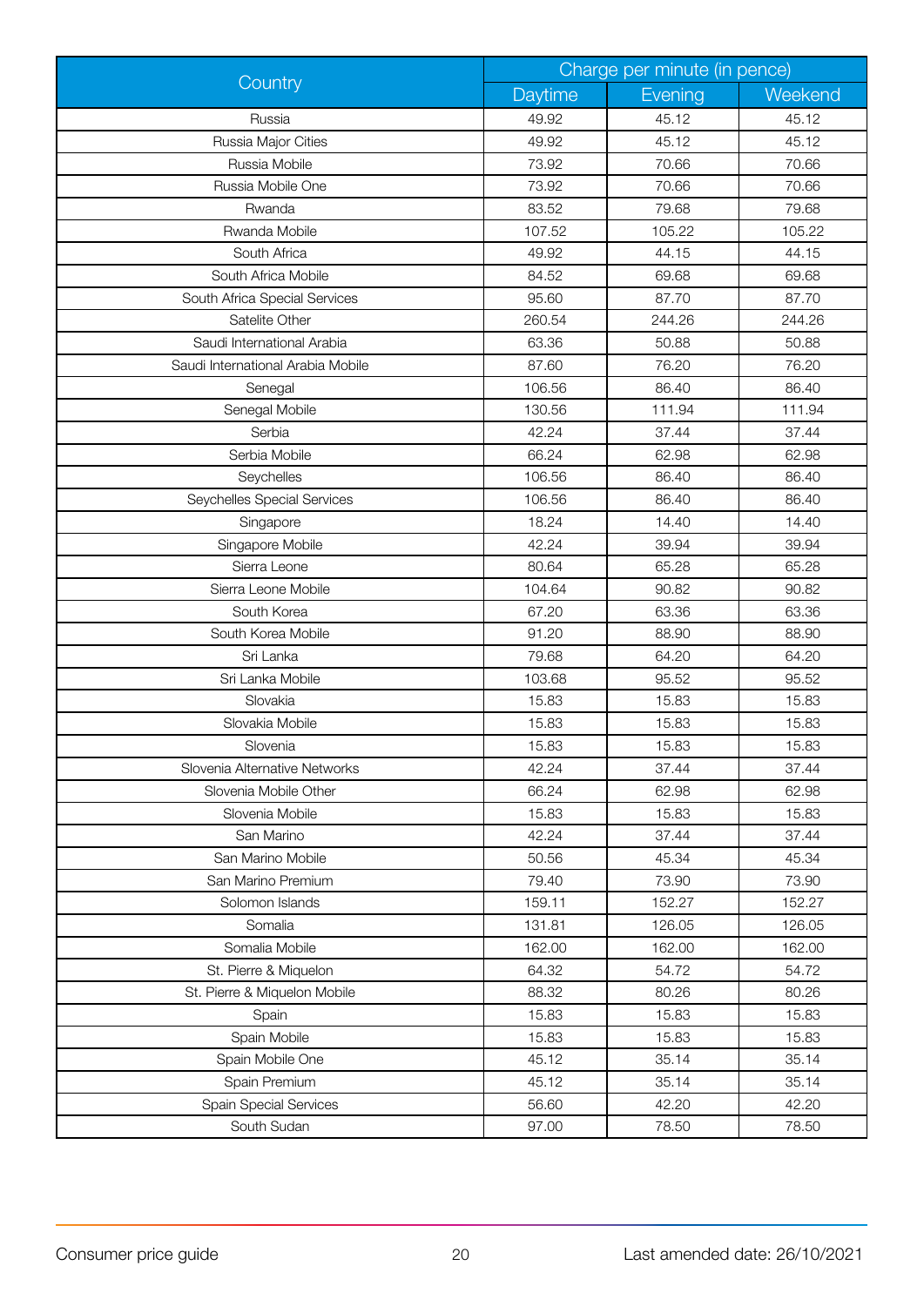| Country | Charge per minute (in pence) | | |
|---|---|---|---|
| | Daytime | Evening | Weekend |
| Russia | 49.92 | 45.12 | 45.12 |
| Russia Major Cities | 49.92 | 45.12 | 45.12 |
| Russia Mobile | 73.92 | 70.66 | 70.66 |
| Russia Mobile One | 73.92 | 70.66 | 70.66 |
| Rwanda | 83.52 | 79.68 | 79.68 |
| Rwanda Mobile | 107.52 | 105.22 | 105.22 |
| South Africa | 49.92 | 44.15 | 44.15 |
| South Africa Mobile | 84.52 | 69.68 | 69.68 |
| South Africa Special Services | 95.60 | 87.70 | 87.70 |
| Satelite Other | 260.54 | 244.26 | 244.26 |
| Saudi International Arabia | 63.36 | 50.88 | 50.88 |
| Saudi International Arabia Mobile | 87.60 | 76.20 | 76.20 |
| Senegal | 106.56 | 86.40 | 86.40 |
| Senegal Mobile | 130.56 | 111.94 | 111.94 |
| Serbia | 42.24 | 37.44 | 37.44 |
| Serbia Mobile | 66.24 | 62.98 | 62.98 |
| Seychelles | 106.56 | 86.40 | 86.40 |
| Seychelles Special Services | 106.56 | 86.40 | 86.40 |
| Singapore | 18.24 | 14.40 | 14.40 |
| Singapore Mobile | 42.24 | 39.94 | 39.94 |
| Sierra Leone | 80.64 | 65.28 | 65.28 |
| Sierra Leone Mobile | 104.64 | 90.82 | 90.82 |
| South Korea | 67.20 | 63.36 | 63.36 |
| South Korea Mobile | 91.20 | 88.90 | 88.90 |
| Sri Lanka | 79.68 | 64.20 | 64.20 |
| Sri Lanka Mobile | 103.68 | 95.52 | 95.52 |
| Slovakia | 15.83 | 15.83 | 15.83 |
| Slovakia Mobile | 15.83 | 15.83 | 15.83 |
| Slovenia | 15.83 | 15.83 | 15.83 |
| Slovenia Alternative Networks | 42.24 | 37.44 | 37.44 |
| Slovenia Mobile Other | 66.24 | 62.98 | 62.98 |
| Slovenia Mobile | 15.83 | 15.83 | 15.83 |
| San Marino | 42.24 | 37.44 | 37.44 |
| San Marino Mobile | 50.56 | 45.34 | 45.34 |
| San Marino Premium | 79.40 | 73.90 | 73.90 |
| Solomon Islands | 159.11 | 152.27 | 152.27 |
| Somalia | 131.81 | 126.05 | 126.05 |
| Somalia Mobile | 162.00 | 162.00 | 162.00 |
| St. Pierre & Miquelon | 64.32 | 54.72 | 54.72 |
| St. Pierre & Miquelon Mobile | 88.32 | 80.26 | 80.26 |
| Spain | 15.83 | 15.83 | 15.83 |
| Spain Mobile | 15.83 | 15.83 | 15.83 |
| Spain Mobile One | 45.12 | 35.14 | 35.14 |
| Spain Premium | 45.12 | 35.14 | 35.14 |
| Spain Special Services | 56.60 | 42.20 | 42.20 |
| South Sudan | 97.00 | 78.50 | 78.50 |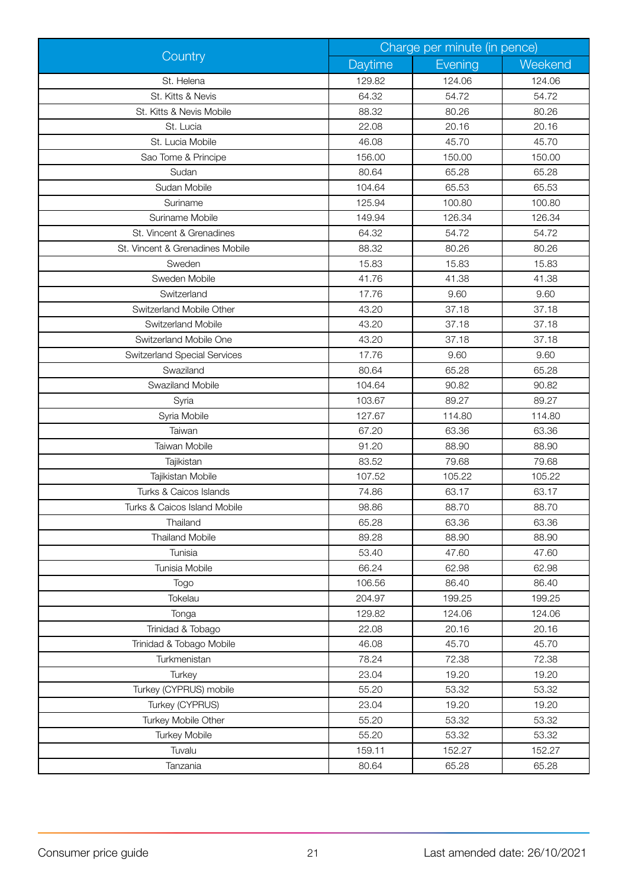| Country | Charge per minute (in pence) | | |
|---|---|---|---|
| | Daytime | Evening | Weekend |
| St. Helena | 129.82 | 124.06 | 124.06 |
| St. Kitts & Nevis | 64.32 | 54.72 | 54.72 |
| St. Kitts & Nevis Mobile | 88.32 | 80.26 | 80.26 |
| St. Lucia | 22.08 | 20.16 | 20.16 |
| St. Lucia Mobile | 46.08 | 45.70 | 45.70 |
| Sao Tome & Principe | 156.00 | 150.00 | 150.00 |
| Sudan | 80.64 | 65.28 | 65.28 |
| Sudan Mobile | 104.64 | 65.53 | 65.53 |
| Suriname | 125.94 | 100.80 | 100.80 |
| Suriname Mobile | 149.94 | 126.34 | 126.34 |
| St. Vincent & Grenadines | 64.32 | 54.72 | 54.72 |
| St. Vincent & Grenadines Mobile | 88.32 | 80.26 | 80.26 |
| Sweden | 15.83 | 15.83 | 15.83 |
| Sweden Mobile | 41.76 | 41.38 | 41.38 |
| Switzerland | 17.76 | 9.60 | 9.60 |
| Switzerland Mobile Other | 43.20 | 37.18 | 37.18 |
| Switzerland Mobile | 43.20 | 37.18 | 37.18 |
| Switzerland Mobile One | 43.20 | 37.18 | 37.18 |
| Switzerland Special Services | 17.76 | 9.60 | 9.60 |
| Swaziland | 80.64 | 65.28 | 65.28 |
| Swaziland Mobile | 104.64 | 90.82 | 90.82 |
| Syria | 103.67 | 89.27 | 89.27 |
| Syria Mobile | 127.67 | 114.80 | 114.80 |
| Taiwan | 67.20 | 63.36 | 63.36 |
| Taiwan Mobile | 91.20 | 88.90 | 88.90 |
| Tajikistan | 83.52 | 79.68 | 79.68 |
| Tajikistan Mobile | 107.52 | 105.22 | 105.22 |
| Turks & Caicos Islands | 74.86 | 63.17 | 63.17 |
| Turks & Caicos Island Mobile | 98.86 | 88.70 | 88.70 |
| Thailand | 65.28 | 63.36 | 63.36 |
| Thailand Mobile | 89.28 | 88.90 | 88.90 |
| Tunisia | 53.40 | 47.60 | 47.60 |
| Tunisia Mobile | 66.24 | 62.98 | 62.98 |
| Togo | 106.56 | 86.40 | 86.40 |
| Tokelau | 204.97 | 199.25 | 199.25 |
| Tonga | 129.82 | 124.06 | 124.06 |
| Trinidad & Tobago | 22.08 | 20.16 | 20.16 |
| Trinidad & Tobago Mobile | 46.08 | 45.70 | 45.70 |
| Turkmenistan | 78.24 | 72.38 | 72.38 |
| Turkey | 23.04 | 19.20 | 19.20 |
| Turkey (CYPRUS) mobile | 55.20 | 53.32 | 53.32 |
| Turkey (CYPRUS) | 23.04 | 19.20 | 19.20 |
| Turkey Mobile Other | 55.20 | 53.32 | 53.32 |
| Turkey Mobile | 55.20 | 53.32 | 53.32 |
| Tuvalu | 159.11 | 152.27 | 152.27 |
| Tanzania | 80.64 | 65.28 | 65.28 |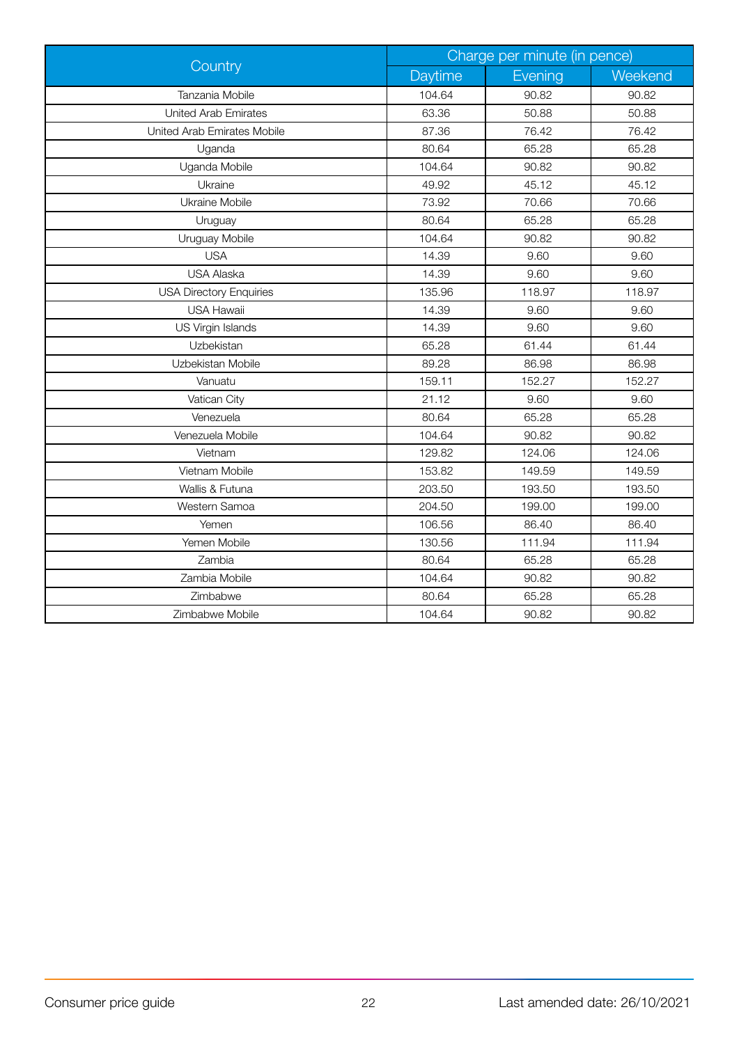| Country | Charge per minute (in pence) | | |
| --- | --- | --- | --- |
| | Daytime | Evening | Weekend |
| Tanzania Mobile | 104.64 | 90.82 | 90.82 |
| United Arab Emirates | 63.36 | 50.88 | 50.88 |
| United Arab Emirates Mobile | 87.36 | 76.42 | 76.42 |
| Uganda | 80.64 | 65.28 | 65.28 |
| Uganda Mobile | 104.64 | 90.82 | 90.82 |
| Ukraine | 49.92 | 45.12 | 45.12 |
| Ukraine Mobile | 73.92 | 70.66 | 70.66 |
| Uruguay | 80.64 | 65.28 | 65.28 |
| Uruguay Mobile | 104.64 | 90.82 | 90.82 |
| USA | 14.39 | 9.60 | 9.60 |
| USA Alaska | 14.39 | 9.60 | 9.60 |
| USA Directory Enquiries | 135.96 | 118.97 | 118.97 |
| USA Hawaii | 14.39 | 9.60 | 9.60 |
| US Virgin Islands | 14.39 | 9.60 | 9.60 |
| Uzbekistan | 65.28 | 61.44 | 61.44 |
| Uzbekistan Mobile | 89.28 | 86.98 | 86.98 |
| Vanuatu | 159.11 | 152.27 | 152.27 |
| Vatican City | 21.12 | 9.60 | 9.60 |
| Venezuela | 80.64 | 65.28 | 65.28 |
| Venezuela Mobile | 104.64 | 90.82 | 90.82 |
| Vietnam | 129.82 | 124.06 | 124.06 |
| Vietnam Mobile | 153.82 | 149.59 | 149.59 |
| Wallis & Futuna | 203.50 | 193.50 | 193.50 |
| Western Samoa | 204.50 | 199.00 | 199.00 |
| Yemen | 106.56 | 86.40 | 86.40 |
| Yemen Mobile | 130.56 | 111.94 | 111.94 |
| Zambia | 80.64 | 65.28 | 65.28 |
| Zambia Mobile | 104.64 | 90.82 | 90.82 |
| Zimbabwe | 80.64 | 65.28 | 65.28 |
| Zimbabwe Mobile | 104.64 | 90.82 | 90.82 |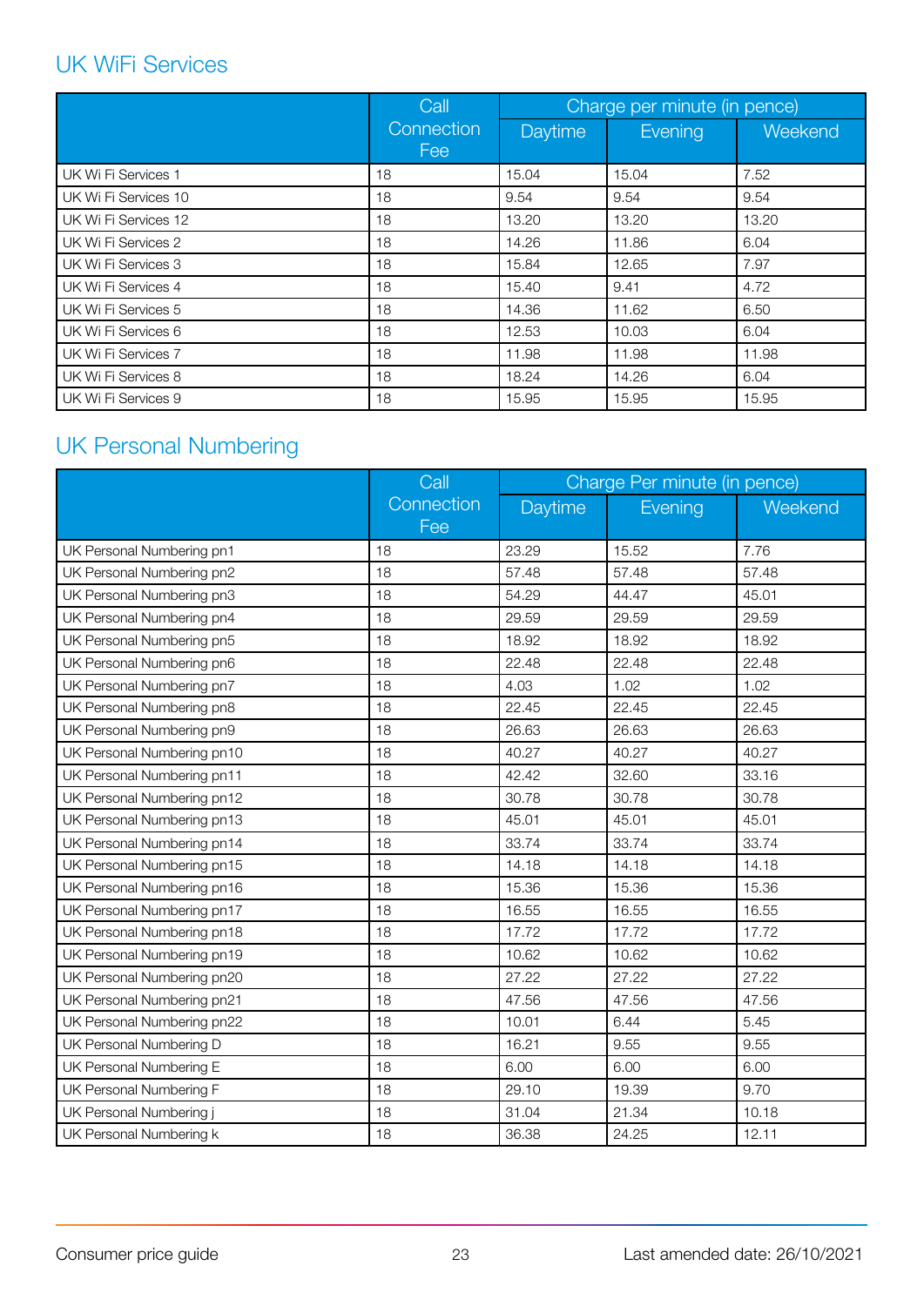## UK WiFi Services

| | Call Connection Fee | Charge per minute (in pence) | | |
|---|---|---|---|---|
| | | Daytime | Evening | Weekend |
| UK Wi Fi Services 1 | 18 | 15.04 | 15.04 | 7.52 |
| UK Wi Fi Services 10 | 18 | 9.54 | 9.54 | 9.54 |
| UK Wi Fi Services 12 | 18 | 13.20 | 13.20 | 13.20 |
| UK Wi Fi Services 2 | 18 | 14.26 | 11.86 | 6.04 |
| UK Wi Fi Services 3 | 18 | 15.84 | 12.65 | 7.97 |
| UK Wi Fi Services 4 | 18 | 15.40 | 9.41 | 4.72 |
| UK Wi Fi Services 5 | 18 | 14.36 | 11.62 | 6.50 |
| UK Wi Fi Services 6 | 18 | 12.53 | 10.03 | 6.04 |
| UK Wi Fi Services 7 | 18 | 11.98 | 11.98 | 11.98 |
| UK Wi Fi Services 8 | 18 | 18.24 | 14.26 | 6.04 |
| UK Wi Fi Services 9 | 18 | 15.95 | 15.95 | 15.95 |

## UK Personal Numbering

| | Call Connection Fee | Charge Per minute (in pence) | | |
|---|---|---|---|---|
| | | Daytime | Evening | Weekend |
| UK Personal Numbering pn1 | 18 | 23.29 | 15.52 | 7.76 |
| UK Personal Numbering pn2 | 18 | 57.48 | 57.48 | 57.48 |
| UK Personal Numbering pn3 | 18 | 54.29 | 44.47 | 45.01 |
| UK Personal Numbering pn4 | 18 | 29.59 | 29.59 | 29.59 |
| UK Personal Numbering pn5 | 18 | 18.92 | 18.92 | 18.92 |
| UK Personal Numbering pn6 | 18 | 22.48 | 22.48 | 22.48 |
| UK Personal Numbering pn7 | 18 | 4.03 | 1.02 | 1.02 |
| UK Personal Numbering pn8 | 18 | 22.45 | 22.45 | 22.45 |
| UK Personal Numbering pn9 | 18 | 26.63 | 26.63 | 26.63 |
| UK Personal Numbering pn10 | 18 | 40.27 | 40.27 | 40.27 |
| UK Personal Numbering pn11 | 18 | 42.42 | 32.60 | 33.16 |
| UK Personal Numbering pn12 | 18 | 30.78 | 30.78 | 30.78 |
| UK Personal Numbering pn13 | 18 | 45.01 | 45.01 | 45.01 |
| UK Personal Numbering pn14 | 18 | 33.74 | 33.74 | 33.74 |
| UK Personal Numbering pn15 | 18 | 14.18 | 14.18 | 14.18 |
| UK Personal Numbering pn16 | 18 | 15.36 | 15.36 | 15.36 |
| UK Personal Numbering pn17 | 18 | 16.55 | 16.55 | 16.55 |
| UK Personal Numbering pn18 | 18 | 17.72 | 17.72 | 17.72 |
| UK Personal Numbering pn19 | 18 | 10.62 | 10.62 | 10.62 |
| UK Personal Numbering pn20 | 18 | 27.22 | 27.22 | 27.22 |
| UK Personal Numbering pn21 | 18 | 47.56 | 47.56 | 47.56 |
| UK Personal Numbering pn22 | 18 | 10.01 | 6.44 | 5.45 |
| UK Personal Numbering D | 18 | 16.21 | 9.55 | 9.55 |
| UK Personal Numbering E | 18 | 6.00 | 6.00 | 6.00 |
| UK Personal Numbering F | 18 | 29.10 | 19.39 | 9.70 |
| UK Personal Numbering j | 18 | 31.04 | 21.34 | 10.18 |
| UK Personal Numbering k | 18 | 36.38 | 24.25 | 12.11 |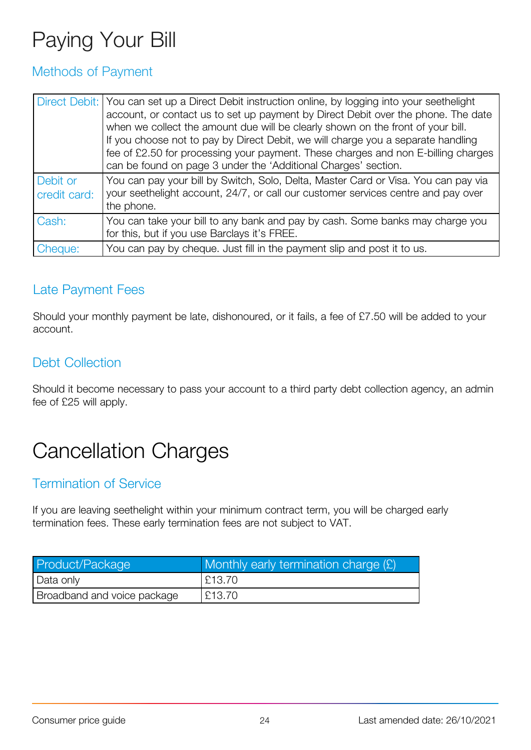# Paying Your Bill

## Methods of Payment

| | |
|---|---|
| Direct Debit: | You can set up a Direct Debit instruction online, by logging into your seethelight account, or contact us to set up payment by Direct Debit over the phone. The date when we collect the amount due will be clearly shown on the front of your bill. If you choose not to pay by Direct Debit, we will charge you a separate handling fee of £2.50 for processing your payment. These charges and non E-billing charges can be found on page 3 under the 'Additional Charges' section. |
| Debit or credit card: | You can pay your bill by Switch, Solo, Delta, Master Card or Visa. You can pay via your seethelight account, 24/7, or call our customer services centre and pay over the phone. |
| Cash: | You can take your bill to any bank and pay by cash. Some banks may charge you for this, but if you use Barclays it's FREE. |
| Cheque: | You can pay by cheque. Just fill in the payment slip and post it to us. |

## Late Payment Fees

Should your monthly payment be late, dishonoured, or it fails, a fee of £7.50 will be added to your account.

## Debt Collection

Should it become necessary to pass your account to a third party debt collection agency, an admin fee of £25 will apply.

# Cancellation Charges

## Termination of Service

If you are leaving seethelight within your minimum contract term, you will be charged early termination fees. These early termination fees are not subject to VAT.

| Product/Package | Monthly early termination charge (£) |
|---|---|
| Data only | £13.70 |
| Broadband and voice package | £13.70 |